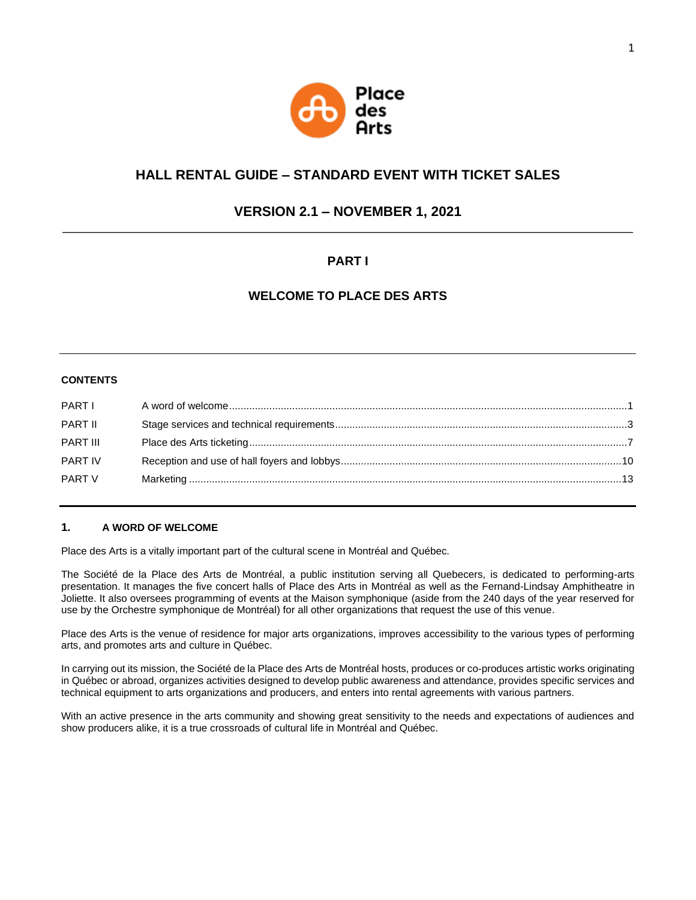Place des Arts

# HALL RENTAL GUIDE – STANDARD EVENT WITH TICKET SALES

## VERSION 2.1 – NOVEMBER 1, 2021

## PART I

## WELCOME TO PLACE DES ARTS

**CONTENTS**

| | | |
|---|---|---|
| PART I | A word of welcome | 1 |
| PART II | Stage services and technical requirements | 3 |
| PART III | Place des Arts ticketing | 7 |
| PART IV | Reception and use of hall foyers and lobbys | 10 |
| PART V | Marketing | 13 |

### 1. A WORD OF WELCOME

Place des Arts is a vitally important part of the cultural scene in Montréal and Québec.

The Société de la Place des Arts de Montréal, a public institution serving all Quebecers, is dedicated to performing-arts presentation. It manages the five concert halls of Place des Arts in Montréal as well as the Fernand-Lindsay Amphitheatre in Joliette. It also oversees programming of events at the Maison symphonique (aside from the 240 days of the year reserved for use by the Orchestre symphonique de Montréal) for all other organizations that request the use of this venue.

Place des Arts is the venue of residence for major arts organizations, improves accessibility to the various types of performing arts, and promotes arts and culture in Québec.

In carrying out its mission, the Société de la Place des Arts de Montréal hosts, produces or co-produces artistic works originating in Québec or abroad, organizes activities designed to develop public awareness and attendance, provides specific services and technical equipment to arts organizations and producers, and enters into rental agreements with various partners.

With an active presence in the arts community and showing great sensitivity to the needs and expectations of audiences and show producers alike, it is a true crossroads of cultural life in Montréal and Québec.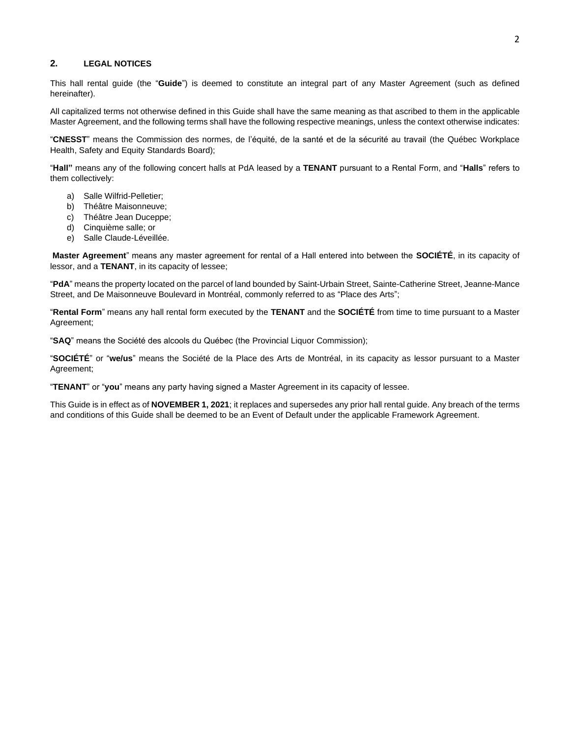## 2. LEGAL NOTICES

This hall rental guide (the "**Guide**") is deemed to constitute an integral part of any Master Agreement (such as defined hereinafter).

All capitalized terms not otherwise defined in this Guide shall have the same meaning as that ascribed to them in the applicable Master Agreement, and the following terms shall have the following respective meanings, unless the context otherwise indicates:

"**CNESST**" means the Commission des normes, de l'équité, de la santé et de la sécurité au travail (the Québec Workplace Health, Safety and Equity Standards Board);

"**Hall"** means any of the following concert halls at PdA leased by a **TENANT** pursuant to a Rental Form, and "**Halls**" refers to them collectively:

a) Salle Wilfrid-Pelletier;
b) Théâtre Maisonneuve;
c) Théâtre Jean Duceppe;
d) Cinquième salle; or
e) Salle Claude-Léveillée.

**Master Agreement**" means any master agreement for rental of a Hall entered into between the **SOCIÉTÉ**, in its capacity of lessor, and a **TENANT**, in its capacity of lessee;

"**PdA**" means the property located on the parcel of land bounded by Saint-Urbain Street, Sainte-Catherine Street, Jeanne-Mance Street, and De Maisonneuve Boulevard in Montréal, commonly referred to as "Place des Arts";

"**Rental Form**" means any hall rental form executed by the **TENANT** and the **SOCIÉTÉ** from time to time pursuant to a Master Agreement;

"**SAQ**" means the Société des alcools du Québec (the Provincial Liquor Commission);

"**SOCIÉTÉ**" or "**we/us**" means the Société de la Place des Arts de Montréal, in its capacity as lessor pursuant to a Master Agreement;

"**TENANT**" or "**you**" means any party having signed a Master Agreement in its capacity of lessee.

This Guide is in effect as of **NOVEMBER 1, 2021**; it replaces and supersedes any prior hall rental guide. Any breach of the terms and conditions of this Guide shall be deemed to be an Event of Default under the applicable Framework Agreement.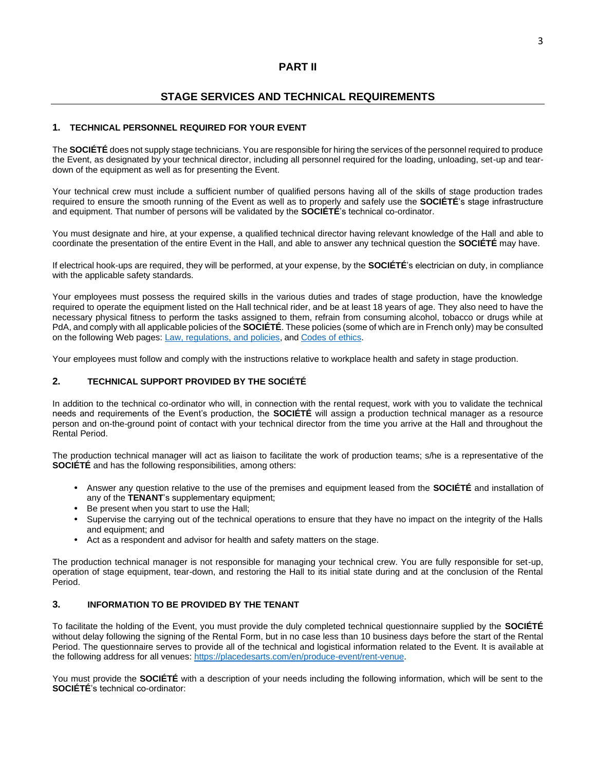# PART II

## STAGE SERVICES AND TECHNICAL REQUIREMENTS

### 1. TECHNICAL PERSONNEL REQUIRED FOR YOUR EVENT

The **SOCIÉTÉ** does not supply stage technicians. You are responsible for hiring the services of the personnel required to produce the Event, as designated by your technical director, including all personnel required for the loading, unloading, set-up and tear-down of the equipment as well as for presenting the Event.

Your technical crew must include a sufficient number of qualified persons having all of the skills of stage production trades required to ensure the smooth running of the Event as well as to properly and safely use the **SOCIÉTÉ**'s stage infrastructure and equipment. That number of persons will be validated by the **SOCIÉTÉ**'s technical co-ordinator.

You must designate and hire, at your expense, a qualified technical director having relevant knowledge of the Hall and able to coordinate the presentation of the entire Event in the Hall, and able to answer any technical question the **SOCIÉTÉ** may have.

If electrical hook-ups are required, they will be performed, at your expense, by the **SOCIÉTÉ**'s electrician on duty, in compliance with the applicable safety standards.

Your employees must possess the required skills in the various duties and trades of stage production, have the knowledge required to operate the equipment listed on the Hall technical rider, and be at least 18 years of age. They also need to have the necessary physical fitness to perform the tasks assigned to them, refrain from consuming alcohol, tobacco or drugs while at PdA, and comply with all applicable policies of the **SOCIÉTÉ**. These policies (some of which are in French only) may be consulted on the following Web pages: Law, regulations, and policies, and Codes of ethics.

Your employees must follow and comply with the instructions relative to workplace health and safety in stage production.

### 2. TECHNICAL SUPPORT PROVIDED BY THE SOCIÉTÉ

In addition to the technical co-ordinator who will, in connection with the rental request, work with you to validate the technical needs and requirements of the Event's production, the **SOCIÉTÉ** will assign a production technical manager as a resource person and on-the-ground point of contact with your technical director from the time you arrive at the Hall and throughout the Rental Period.

The production technical manager will act as liaison to facilitate the work of production teams; s/he is a representative of the **SOCIÉTÉ** and has the following responsibilities, among others:

- Answer any question relative to the use of the premises and equipment leased from the **SOCIÉTÉ** and installation of any of the **TENANT**'s supplementary equipment;
- Be present when you start to use the Hall;
- Supervise the carrying out of the technical operations to ensure that they have no impact on the integrity of the Halls and equipment; and
- Act as a respondent and advisor for health and safety matters on the stage.

The production technical manager is not responsible for managing your technical crew. You are fully responsible for set-up, operation of stage equipment, tear-down, and restoring the Hall to its initial state during and at the conclusion of the Rental Period.

### 3. INFORMATION TO BE PROVIDED BY THE TENANT

To facilitate the holding of the Event, you must provide the duly completed technical questionnaire supplied by the **SOCIÉTÉ** without delay following the signing of the Rental Form, but in no case less than 10 business days before the start of the Rental Period. The questionnaire serves to provide all of the technical and logistical information related to the Event. It is available at the following address for all venues: https://placedesarts.com/en/produce-event/rent-venue.

You must provide the **SOCIÉTÉ** with a description of your needs including the following information, which will be sent to the **SOCIÉTÉ**'s technical co-ordinator: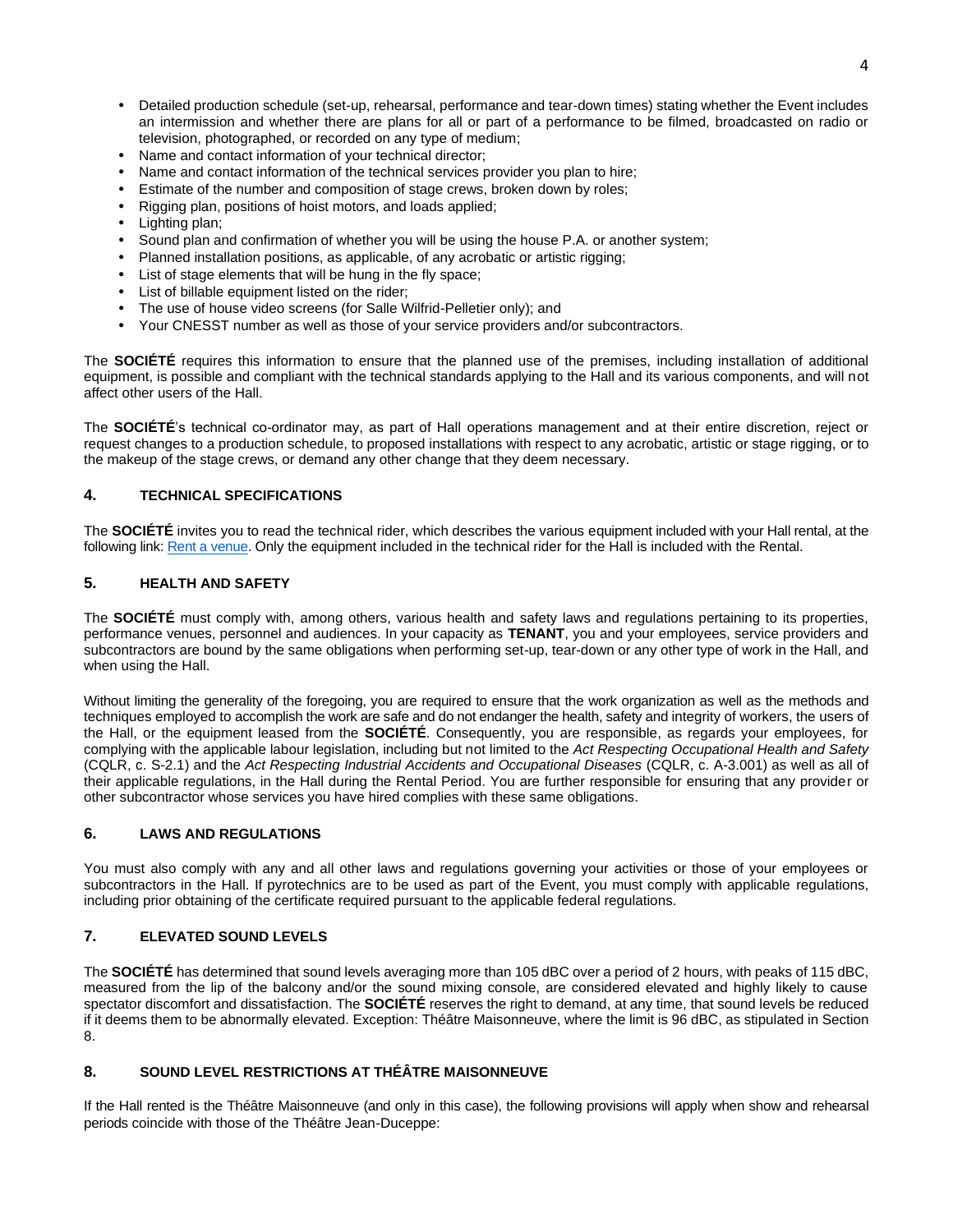- Detailed production schedule (set-up, rehearsal, performance and tear-down times) stating whether the Event includes an intermission and whether there are plans for all or part of a performance to be filmed, broadcasted on radio or television, photographed, or recorded on any type of medium;
- Name and contact information of your technical director;
- Name and contact information of the technical services provider you plan to hire;
- Estimate of the number and composition of stage crews, broken down by roles;
- Rigging plan, positions of hoist motors, and loads applied;
- Lighting plan;
- Sound plan and confirmation of whether you will be using the house P.A. or another system;
- Planned installation positions, as applicable, of any acrobatic or artistic rigging;
- List of stage elements that will be hung in the fly space;
- List of billable equipment listed on the rider;
- The use of house video screens (for Salle Wilfrid-Pelletier only); and
- Your CNESST number as well as those of your service providers and/or subcontractors.

The **SOCIÉTÉ** requires this information to ensure that the planned use of the premises, including installation of additional equipment, is possible and compliant with the technical standards applying to the Hall and its various components, and will not affect other users of the Hall.

The **SOCIÉTÉ**'s technical co-ordinator may, as part of Hall operations management and at their entire discretion, reject or request changes to a production schedule, to proposed installations with respect to any acrobatic, artistic or stage rigging, or to the makeup of the stage crews, or demand any other change that they deem necessary.

## 4. TECHNICAL SPECIFICATIONS

The **SOCIÉTÉ** invites you to read the technical rider, which describes the various equipment included with your Hall rental, at the following link: [Rent a venue](). Only the equipment included in the technical rider for the Hall is included with the Rental.

## 5. HEALTH AND SAFETY

The **SOCIÉTÉ** must comply with, among others, various health and safety laws and regulations pertaining to its properties, performance venues, personnel and audiences. In your capacity as **TENANT**, you and your employees, service providers and subcontractors are bound by the same obligations when performing set-up, tear-down or any other type of work in the Hall, and when using the Hall.

Without limiting the generality of the foregoing, you are required to ensure that the work organization as well as the methods and techniques employed to accomplish the work are safe and do not endanger the health, safety and integrity of workers, the users of the Hall, or the equipment leased from the **SOCIÉTÉ**. Consequently, you are responsible, as regards your employees, for complying with the applicable labour legislation, including but not limited to the *Act Respecting Occupational Health and Safety* (CQLR, c. S-2.1) and the *Act Respecting Industrial Accidents and Occupational Diseases* (CQLR, c. A-3.001) as well as all of their applicable regulations, in the Hall during the Rental Period. You are further responsible for ensuring that any provider or other subcontractor whose services you have hired complies with these same obligations.

## 6. LAWS AND REGULATIONS

You must also comply with any and all other laws and regulations governing your activities or those of your employees or subcontractors in the Hall. If pyrotechnics are to be used as part of the Event, you must comply with applicable regulations, including prior obtaining of the certificate required pursuant to the applicable federal regulations.

## 7. ELEVATED SOUND LEVELS

The **SOCIÉTÉ** has determined that sound levels averaging more than 105 dBC over a period of 2 hours, with peaks of 115 dBC, measured from the lip of the balcony and/or the sound mixing console, are considered elevated and highly likely to cause spectator discomfort and dissatisfaction. The **SOCIÉTÉ** reserves the right to demand, at any time, that sound levels be reduced if it deems them to be abnormally elevated. Exception: Théâtre Maisonneuve, where the limit is 96 dBC, as stipulated in Section 8.

## 8. SOUND LEVEL RESTRICTIONS AT THÉÂTRE MAISONNEUVE

If the Hall rented is the Théâtre Maisonneuve (and only in this case), the following provisions will apply when show and rehearsal periods coincide with those of the Théâtre Jean-Duceppe: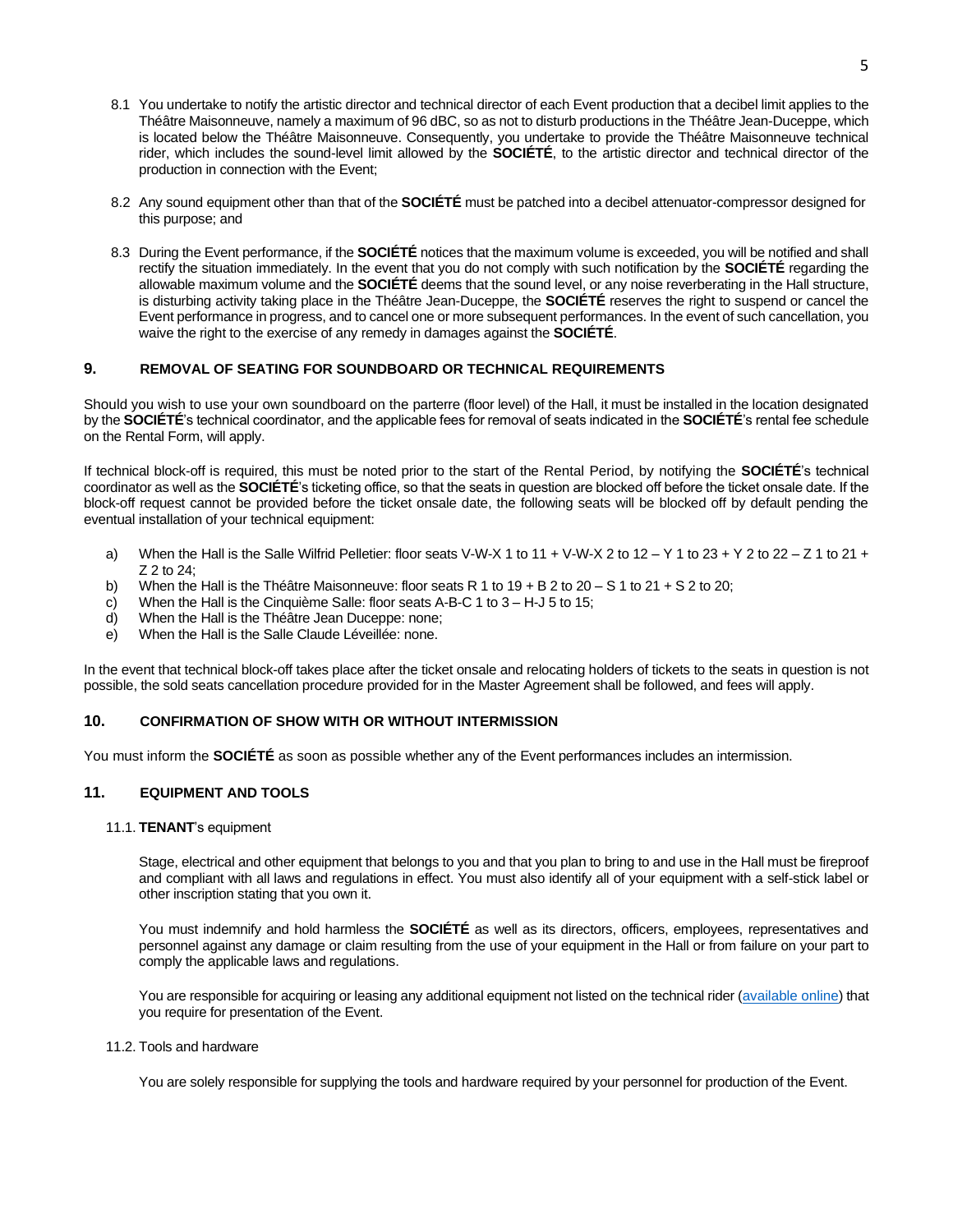8.1 You undertake to notify the artistic director and technical director of each Event production that a decibel limit applies to the Théâtre Maisonneuve, namely a maximum of 96 dBC, so as not to disturb productions in the Théâtre Jean-Duceppe, which is located below the Théâtre Maisonneuve. Consequently, you undertake to provide the Théâtre Maisonneuve technical rider, which includes the sound-level limit allowed by the **SOCIÉTÉ**, to the artistic director and technical director of the production in connection with the Event;

8.2 Any sound equipment other than that of the **SOCIÉTÉ** must be patched into a decibel attenuator-compressor designed for this purpose; and

8.3 During the Event performance, if the **SOCIÉTÉ** notices that the maximum volume is exceeded, you will be notified and shall rectify the situation immediately. In the event that you do not comply with such notification by the **SOCIÉTÉ** regarding the allowable maximum volume and the **SOCIÉTÉ** deems that the sound level, or any noise reverberating in the Hall structure, is disturbing activity taking place in the Théâtre Jean-Duceppe, the **SOCIÉTÉ** reserves the right to suspend or cancel the Event performance in progress, and to cancel one or more subsequent performances. In the event of such cancellation, you waive the right to the exercise of any remedy in damages against the **SOCIÉTÉ**.

## 9. REMOVAL OF SEATING FOR SOUNDBOARD OR TECHNICAL REQUIREMENTS

Should you wish to use your own soundboard on the parterre (floor level) of the Hall, it must be installed in the location designated by the **SOCIÉTÉ**'s technical coordinator, and the applicable fees for removal of seats indicated in the **SOCIÉTÉ**'s rental fee schedule on the Rental Form, will apply.

If technical block-off is required, this must be noted prior to the start of the Rental Period, by notifying the **SOCIÉTÉ**'s technical coordinator as well as the **SOCIÉTÉ**'s ticketing office, so that the seats in question are blocked off before the ticket onsale date. If the block-off request cannot be provided before the ticket onsale date, the following seats will be blocked off by default pending the eventual installation of your technical equipment:

a) When the Hall is the Salle Wilfrid Pelletier: floor seats V-W-X 1 to 11 + V-W-X 2 to 12 – Y 1 to 23 + Y 2 to 22 – Z 1 to 21 + Z 2 to 24;
b) When the Hall is the Théâtre Maisonneuve: floor seats R 1 to 19 + B 2 to 20 – S 1 to 21 + S 2 to 20;
c) When the Hall is the Cinquième Salle: floor seats A-B-C 1 to 3 – H-J 5 to 15;
d) When the Hall is the Théâtre Jean Duceppe: none;
e) When the Hall is the Salle Claude Léveillée: none.

In the event that technical block-off takes place after the ticket onsale and relocating holders of tickets to the seats in question is not possible, the sold seats cancellation procedure provided for in the Master Agreement shall be followed, and fees will apply.

## 10. CONFIRMATION OF SHOW WITH OR WITHOUT INTERMISSION

You must inform the **SOCIÉTÉ** as soon as possible whether any of the Event performances includes an intermission.

## 11. EQUIPMENT AND TOOLS

### 11.1. **TENANT**'s equipment

Stage, electrical and other equipment that belongs to you and that you plan to bring to and use in the Hall must be fireproof and compliant with all laws and regulations in effect. You must also identify all of your equipment with a self-stick label or other inscription stating that you own it.

You must indemnify and hold harmless the **SOCIÉTÉ** as well as its directors, officers, employees, representatives and personnel against any damage or claim resulting from the use of your equipment in the Hall or from failure on your part to comply the applicable laws and regulations.

You are responsible for acquiring or leasing any additional equipment not listed on the technical rider (available online) that you require for presentation of the Event.

### 11.2. Tools and hardware

You are solely responsible for supplying the tools and hardware required by your personnel for production of the Event.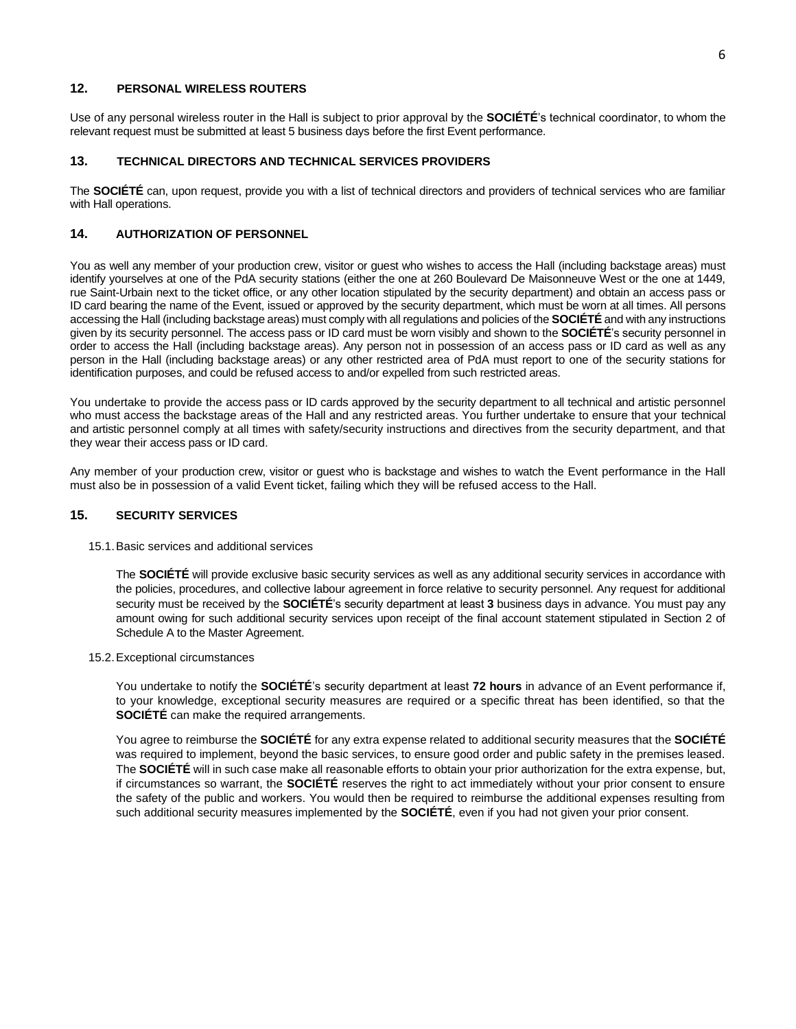## 12. PERSONAL WIRELESS ROUTERS

Use of any personal wireless router in the Hall is subject to prior approval by the **SOCIÉTÉ**'s technical coordinator, to whom the relevant request must be submitted at least 5 business days before the first Event performance.

## 13. TECHNICAL DIRECTORS AND TECHNICAL SERVICES PROVIDERS

The **SOCIÉTÉ** can, upon request, provide you with a list of technical directors and providers of technical services who are familiar with Hall operations.

## 14. AUTHORIZATION OF PERSONNEL

You as well any member of your production crew, visitor or guest who wishes to access the Hall (including backstage areas) must identify yourselves at one of the PdA security stations (either the one at 260 Boulevard De Maisonneuve West or the one at 1449, rue Saint-Urbain next to the ticket office, or any other location stipulated by the security department) and obtain an access pass or ID card bearing the name of the Event, issued or approved by the security department, which must be worn at all times. All persons accessing the Hall (including backstage areas) must comply with all regulations and policies of the **SOCIÉTÉ** and with any instructions given by its security personnel. The access pass or ID card must be worn visibly and shown to the **SOCIÉTÉ**'s security personnel in order to access the Hall (including backstage areas). Any person not in possession of an access pass or ID card as well as any person in the Hall (including backstage areas) or any other restricted area of PdA must report to one of the security stations for identification purposes, and could be refused access to and/or expelled from such restricted areas.

You undertake to provide the access pass or ID cards approved by the security department to all technical and artistic personnel who must access the backstage areas of the Hall and any restricted areas. You further undertake to ensure that your technical and artistic personnel comply at all times with safety/security instructions and directives from the security department, and that they wear their access pass or ID card.

Any member of your production crew, visitor or guest who is backstage and wishes to watch the Event performance in the Hall must also be in possession of a valid Event ticket, failing which they will be refused access to the Hall.

## 15. SECURITY SERVICES

### 15.1. Basic services and additional services

The **SOCIÉTÉ** will provide exclusive basic security services as well as any additional security services in accordance with the policies, procedures, and collective labour agreement in force relative to security personnel. Any request for additional security must be received by the **SOCIÉTÉ**'s security department at least **3** business days in advance. You must pay any amount owing for such additional security services upon receipt of the final account statement stipulated in Section 2 of Schedule A to the Master Agreement.

### 15.2. Exceptional circumstances

You undertake to notify the **SOCIÉTÉ**'s security department at least **72 hours** in advance of an Event performance if, to your knowledge, exceptional security measures are required or a specific threat has been identified, so that the **SOCIÉTÉ** can make the required arrangements.

You agree to reimburse the **SOCIÉTÉ** for any extra expense related to additional security measures that the **SOCIÉTÉ** was required to implement, beyond the basic services, to ensure good order and public safety in the premises leased. The **SOCIÉTÉ** will in such case make all reasonable efforts to obtain your prior authorization for the extra expense, but, if circumstances so warrant, the **SOCIÉTÉ** reserves the right to act immediately without your prior consent to ensure the safety of the public and workers. You would then be required to reimburse the additional expenses resulting from such additional security measures implemented by the **SOCIÉTÉ**, even if you had not given your prior consent.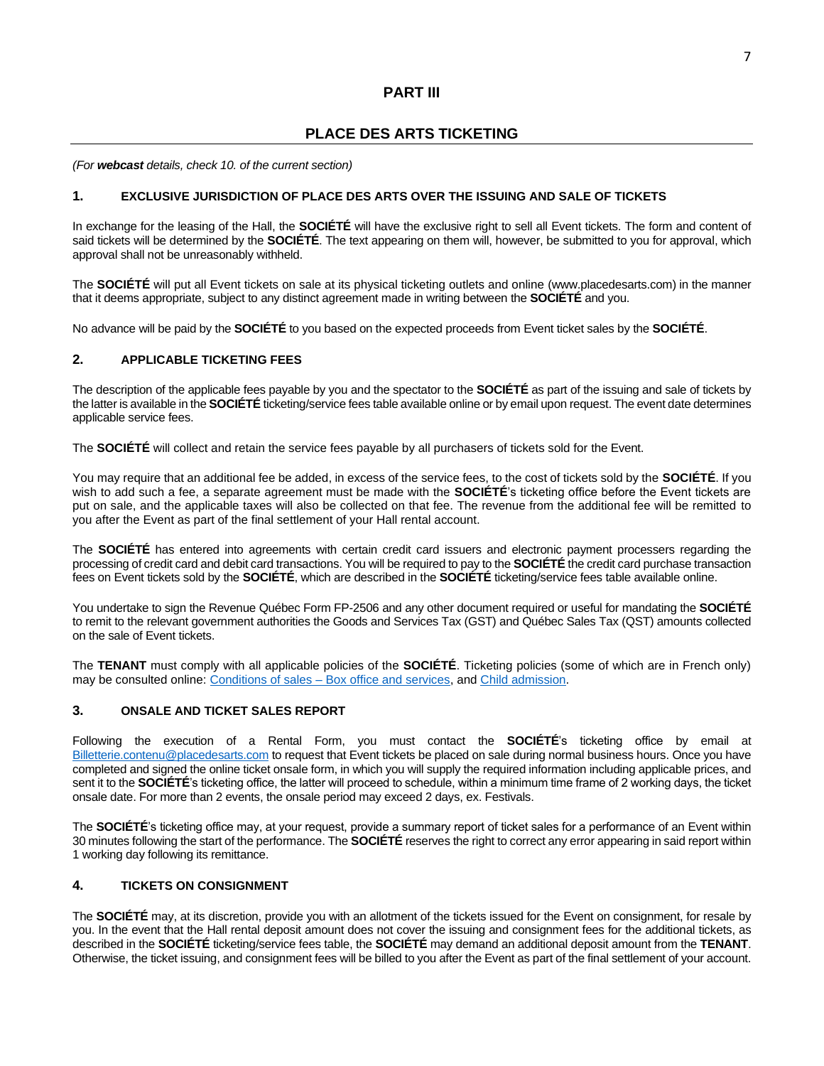# PART III

## PLACE DES ARTS TICKETING

*(For **webcast** details, check 10. of the current section)*

### 1. EXCLUSIVE JURISDICTION OF PLACE DES ARTS OVER THE ISSUING AND SALE OF TICKETS

In exchange for the leasing of the Hall, the **SOCIÉTÉ** will have the exclusive right to sell all Event tickets. The form and content of said tickets will be determined by the **SOCIÉTÉ**. The text appearing on them will, however, be submitted to you for approval, which approval shall not be unreasonably withheld.

The **SOCIÉTÉ** will put all Event tickets on sale at its physical ticketing outlets and online (www.placedesarts.com) in the manner that it deems appropriate, subject to any distinct agreement made in writing between the **SOCIÉTÉ** and you.

No advance will be paid by the **SOCIÉTÉ** to you based on the expected proceeds from Event ticket sales by the **SOCIÉTÉ**.

### 2. APPLICABLE TICKETING FEES

The description of the applicable fees payable by you and the spectator to the **SOCIÉTÉ** as part of the issuing and sale of tickets by the latter is available in the **SOCIÉTÉ** ticketing/service fees table available online or by email upon request. The event date determines applicable service fees.

The **SOCIÉTÉ** will collect and retain the service fees payable by all purchasers of tickets sold for the Event.

You may require that an additional fee be added, in excess of the service fees, to the cost of tickets sold by the **SOCIÉTÉ**. If you wish to add such a fee, a separate agreement must be made with the **SOCIÉTÉ**'s ticketing office before the Event tickets are put on sale, and the applicable taxes will also be collected on that fee. The revenue from the additional fee will be remitted to you after the Event as part of the final settlement of your Hall rental account.

The **SOCIÉTÉ** has entered into agreements with certain credit card issuers and electronic payment processers regarding the processing of credit card and debit card transactions. You will be required to pay to the **SOCIÉTÉ** the credit card purchase transaction fees on Event tickets sold by the **SOCIÉTÉ**, which are described in the **SOCIÉTÉ** ticketing/service fees table available online.

You undertake to sign the Revenue Québec Form FP-2506 and any other document required or useful for mandating the **SOCIÉTÉ** to remit to the relevant government authorities the Goods and Services Tax (GST) and Québec Sales Tax (QST) amounts collected on the sale of Event tickets.

The **TENANT** must comply with all applicable policies of the **SOCIÉTÉ**. Ticketing policies (some of which are in French only) may be consulted online: Conditions of sales – Box office and services, and Child admission.

### 3. ONSALE AND TICKET SALES REPORT

Following the execution of a Rental Form, you must contact the **SOCIÉTÉ**'s ticketing office by email at Billetterie.contenu@placedesarts.com to request that Event tickets be placed on sale during normal business hours. Once you have completed and signed the online ticket onsale form, in which you will supply the required information including applicable prices, and sent it to the **SOCIÉTÉ**'s ticketing office, the latter will proceed to schedule, within a minimum time frame of 2 working days, the ticket onsale date. For more than 2 events, the onsale period may exceed 2 days, ex. Festivals.

The **SOCIÉTÉ**'s ticketing office may, at your request, provide a summary report of ticket sales for a performance of an Event within 30 minutes following the start of the performance. The **SOCIÉTÉ** reserves the right to correct any error appearing in said report within 1 working day following its remittance.

### 4. TICKETS ON CONSIGNMENT

The **SOCIÉTÉ** may, at its discretion, provide you with an allotment of the tickets issued for the Event on consignment, for resale by you. In the event that the Hall rental deposit amount does not cover the issuing and consignment fees for the additional tickets, as described in the **SOCIÉTÉ** ticketing/service fees table, the **SOCIÉTÉ** may demand an additional deposit amount from the **TENANT**. Otherwise, the ticket issuing, and consignment fees will be billed to you after the Event as part of the final settlement of your account.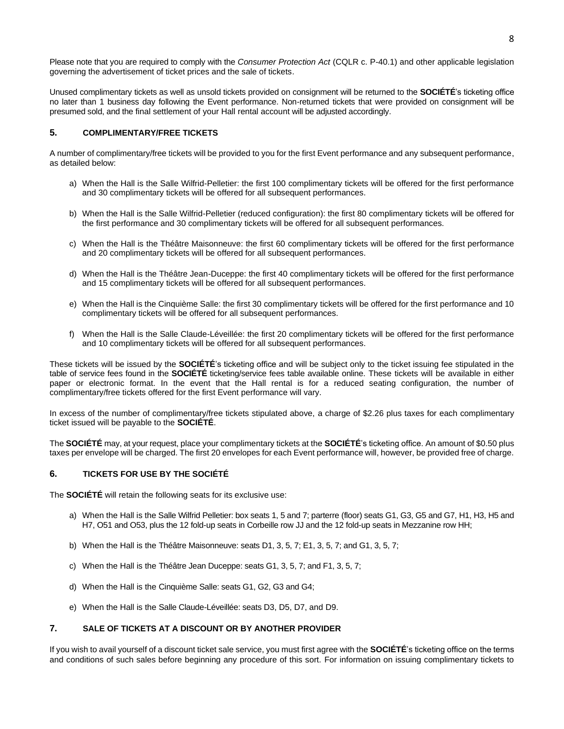Please note that you are required to comply with the *Consumer Protection Act* (CQLR c. P-40.1) and other applicable legislation governing the advertisement of ticket prices and the sale of tickets.

Unused complimentary tickets as well as unsold tickets provided on consignment will be returned to the **SOCIÉTÉ**'s ticketing office no later than 1 business day following the Event performance. Non-returned tickets that were provided on consignment will be presumed sold, and the final settlement of your Hall rental account will be adjusted accordingly.

## 5. COMPLIMENTARY/FREE TICKETS

A number of complimentary/free tickets will be provided to you for the first Event performance and any subsequent performance, as detailed below:

a) When the Hall is the Salle Wilfrid-Pelletier: the first 100 complimentary tickets will be offered for the first performance and 30 complimentary tickets will be offered for all subsequent performances.

b) When the Hall is the Salle Wilfrid-Pelletier (reduced configuration): the first 80 complimentary tickets will be offered for the first performance and 30 complimentary tickets will be offered for all subsequent performances.

c) When the Hall is the Théâtre Maisonneuve: the first 60 complimentary tickets will be offered for the first performance and 20 complimentary tickets will be offered for all subsequent performances.

d) When the Hall is the Théâtre Jean-Duceppe: the first 40 complimentary tickets will be offered for the first performance and 15 complimentary tickets will be offered for all subsequent performances.

e) When the Hall is the Cinquième Salle: the first 30 complimentary tickets will be offered for the first performance and 10 complimentary tickets will be offered for all subsequent performances.

f) When the Hall is the Salle Claude-Léveillée: the first 20 complimentary tickets will be offered for the first performance and 10 complimentary tickets will be offered for all subsequent performances.

These tickets will be issued by the **SOCIÉTÉ**'s ticketing office and will be subject only to the ticket issuing fee stipulated in the table of service fees found in the **SOCIÉTÉ** ticketing/service fees table available online. These tickets will be available in either paper or electronic format. In the event that the Hall rental is for a reduced seating configuration, the number of complimentary/free tickets offered for the first Event performance will vary.

In excess of the number of complimentary/free tickets stipulated above, a charge of $2.26 plus taxes for each complimentary ticket issued will be payable to the **SOCIÉTÉ**.

The **SOCIÉTÉ** may, at your request, place your complimentary tickets at the **SOCIÉTÉ**'s ticketing office. An amount of $0.50 plus taxes per envelope will be charged. The first 20 envelopes for each Event performance will, however, be provided free of charge.

## 6. TICKETS FOR USE BY THE SOCIÉTÉ

The **SOCIÉTÉ** will retain the following seats for its exclusive use:

a) When the Hall is the Salle Wilfrid Pelletier: box seats 1, 5 and 7; parterre (floor) seats G1, G3, G5 and G7, H1, H3, H5 and H7, O51 and O53, plus the 12 fold-up seats in Corbeille row JJ and the 12 fold-up seats in Mezzanine row HH;

b) When the Hall is the Théâtre Maisonneuve: seats D1, 3, 5, 7; E1, 3, 5, 7; and G1, 3, 5, 7;

c) When the Hall is the Théâtre Jean Duceppe: seats G1, 3, 5, 7; and F1, 3, 5, 7;

d) When the Hall is the Cinquième Salle: seats G1, G2, G3 and G4;

e) When the Hall is the Salle Claude-Léveillée: seats D3, D5, D7, and D9.

## 7. SALE OF TICKETS AT A DISCOUNT OR BY ANOTHER PROVIDER

If you wish to avail yourself of a discount ticket sale service, you must first agree with the **SOCIÉTÉ**'s ticketing office on the terms and conditions of such sales before beginning any procedure of this sort. For information on issuing complimentary tickets to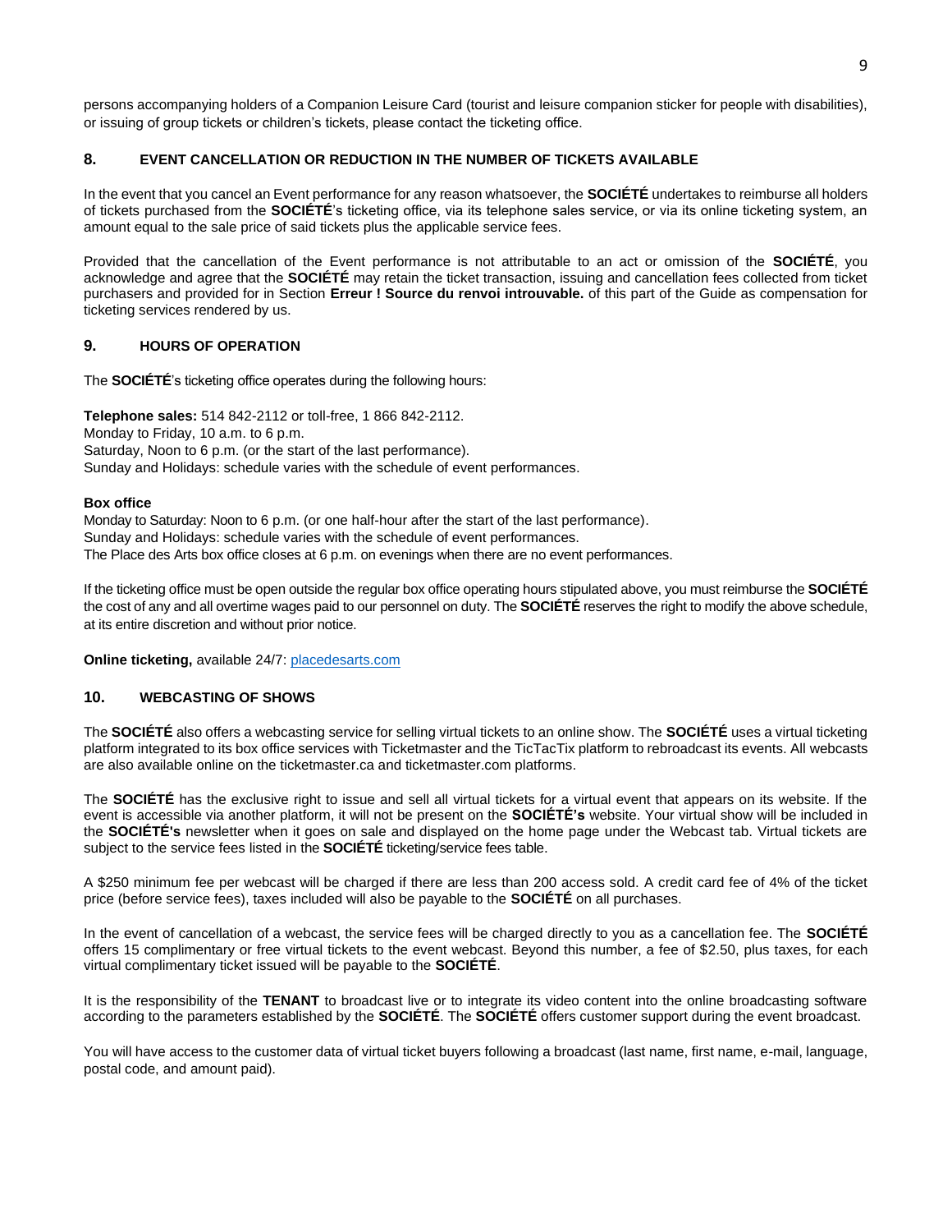persons accompanying holders of a Companion Leisure Card (tourist and leisure companion sticker for people with disabilities), or issuing of group tickets or children's tickets, please contact the ticketing office.

## 8. EVENT CANCELLATION OR REDUCTION IN THE NUMBER OF TICKETS AVAILABLE

In the event that you cancel an Event performance for any reason whatsoever, the **SOCIÉTÉ** undertakes to reimburse all holders of tickets purchased from the **SOCIÉTÉ**'s ticketing office, via its telephone sales service, or via its online ticketing system, an amount equal to the sale price of said tickets plus the applicable service fees.

Provided that the cancellation of the Event performance is not attributable to an act or omission of the **SOCIÉTÉ**, you acknowledge and agree that the **SOCIÉTÉ** may retain the ticket transaction, issuing and cancellation fees collected from ticket purchasers and provided for in Section **Erreur ! Source du renvoi introuvable.** of this part of the Guide as compensation for ticketing services rendered by us.

## 9. HOURS OF OPERATION

The **SOCIÉTÉ**'s ticketing office operates during the following hours:

**Telephone sales:** 514 842-2112 or toll-free, 1 866 842-2112.
Monday to Friday, 10 a.m. to 6 p.m.
Saturday, Noon to 6 p.m. (or the start of the last performance).
Sunday and Holidays: schedule varies with the schedule of event performances.

**Box office**
Monday to Saturday: Noon to 6 p.m. (or one half-hour after the start of the last performance).
Sunday and Holidays: schedule varies with the schedule of event performances.
The Place des Arts box office closes at 6 p.m. on evenings when there are no event performances.

If the ticketing office must be open outside the regular box office operating hours stipulated above, you must reimburse the **SOCIÉTÉ** the cost of any and all overtime wages paid to our personnel on duty. The **SOCIÉTÉ** reserves the right to modify the above schedule, at its entire discretion and without prior notice.

**Online ticketing,** available 24/7: placedesarts.com

## 10. WEBCASTING OF SHOWS

The **SOCIÉTÉ** also offers a webcasting service for selling virtual tickets to an online show. The **SOCIÉTÉ** uses a virtual ticketing platform integrated to its box office services with Ticketmaster and the TicTacTix platform to rebroadcast its events. All webcasts are also available online on the ticketmaster.ca and ticketmaster.com platforms.

The **SOCIÉTÉ** has the exclusive right to issue and sell all virtual tickets for a virtual event that appears on its website. If the event is accessible via another platform, it will not be present on the **SOCIÉTÉ's** website. Your virtual show will be included in the **SOCIÉTÉ's** newsletter when it goes on sale and displayed on the home page under the Webcast tab. Virtual tickets are subject to the service fees listed in the **SOCIÉTÉ** ticketing/service fees table.

A $250 minimum fee per webcast will be charged if there are less than 200 access sold. A credit card fee of 4% of the ticket price (before service fees), taxes included will also be payable to the **SOCIÉTÉ** on all purchases.

In the event of cancellation of a webcast, the service fees will be charged directly to you as a cancellation fee. The **SOCIÉTÉ** offers 15 complimentary or free virtual tickets to the event webcast. Beyond this number, a fee of $2.50, plus taxes, for each virtual complimentary ticket issued will be payable to the **SOCIÉTÉ**.

It is the responsibility of the **TENANT** to broadcast live or to integrate its video content into the online broadcasting software according to the parameters established by the **SOCIÉTÉ**. The **SOCIÉTÉ** offers customer support during the event broadcast.

You will have access to the customer data of virtual ticket buyers following a broadcast (last name, first name, e-mail, language, postal code, and amount paid).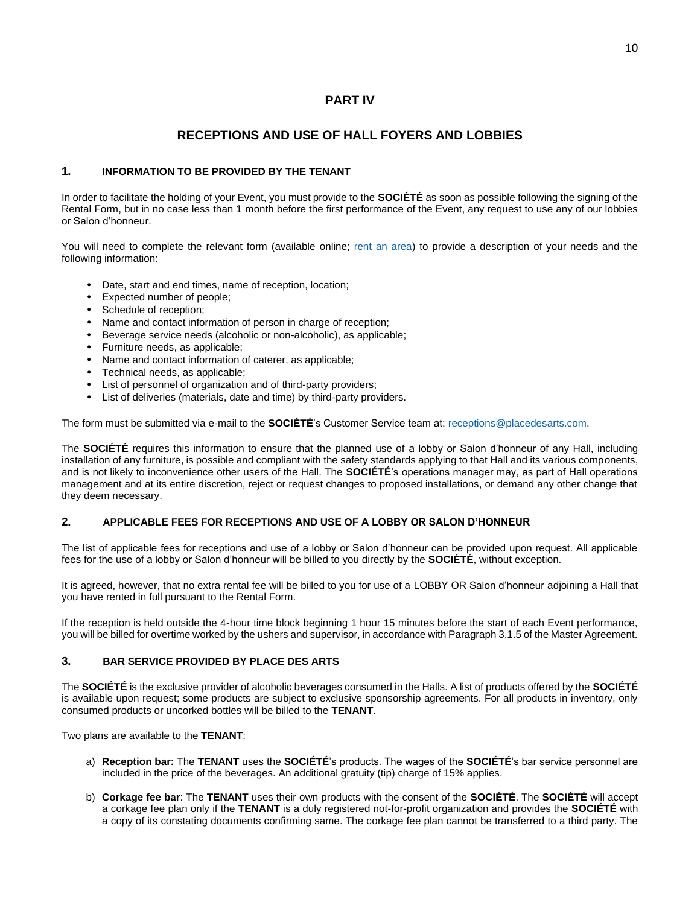# PART IV

# RECEPTIONS AND USE OF HALL FOYERS AND LOBBIES

## 1. INFORMATION TO BE PROVIDED BY THE TENANT

In order to facilitate the holding of your Event, you must provide to the **SOCIÉTÉ** as soon as possible following the signing of the Rental Form, but in no case less than 1 month before the first performance of the Event, any request to use any of our lobbies or Salon d'honneur.

You will need to complete the relevant form (available online; rent an area) to provide a description of your needs and the following information:

- Date, start and end times, name of reception, location;
- Expected number of people;
- Schedule of reception;
- Name and contact information of person in charge of reception;
- Beverage service needs (alcoholic or non-alcoholic), as applicable;
- Furniture needs, as applicable;
- Name and contact information of caterer, as applicable;
- Technical needs, as applicable;
- List of personnel of organization and of third-party providers;
- List of deliveries (materials, date and time) by third-party providers.

The form must be submitted via e-mail to the **SOCIÉTÉ**'s Customer Service team at: receptions@placedesarts.com.

The **SOCIÉTÉ** requires this information to ensure that the planned use of a lobby or Salon d'honneur of any Hall, including installation of any furniture, is possible and compliant with the safety standards applying to that Hall and its various components, and is not likely to inconvenience other users of the Hall. The **SOCIÉTÉ**'s operations manager may, as part of Hall operations management and at its entire discretion, reject or request changes to proposed installations, or demand any other change that they deem necessary.

## 2. APPLICABLE FEES FOR RECEPTIONS AND USE OF A LOBBY OR SALON D'HONNEUR

The list of applicable fees for receptions and use of a lobby or Salon d'honneur can be provided upon request. All applicable fees for the use of a lobby or Salon d'honneur will be billed to you directly by the **SOCIÉTÉ**, without exception.

It is agreed, however, that no extra rental fee will be billed to you for use of a LOBBY OR Salon d'honneur adjoining a Hall that you have rented in full pursuant to the Rental Form.

If the reception is held outside the 4-hour time block beginning 1 hour 15 minutes before the start of each Event performance, you will be billed for overtime worked by the ushers and supervisor, in accordance with Paragraph 3.1.5 of the Master Agreement.

## 3. BAR SERVICE PROVIDED BY PLACE DES ARTS

The **SOCIÉTÉ** is the exclusive provider of alcoholic beverages consumed in the Halls. A list of products offered by the **SOCIÉTÉ** is available upon request; some products are subject to exclusive sponsorship agreements. For all products in inventory, only consumed products or uncorked bottles will be billed to the **TENANT**.

Two plans are available to the **TENANT**:

a) **Reception bar:** The **TENANT** uses the **SOCIÉTÉ**'s products. The wages of the **SOCIÉTÉ**'s bar service personnel are included in the price of the beverages. An additional gratuity (tip) charge of 15% applies.

b) **Corkage fee bar**: The **TENANT** uses their own products with the consent of the **SOCIÉTÉ**. The **SOCIÉTÉ** will accept a corkage fee plan only if the **TENANT** is a duly registered not-for-profit organization and provides the **SOCIÉTÉ** with a copy of its constating documents confirming same. The corkage fee plan cannot be transferred to a third party. The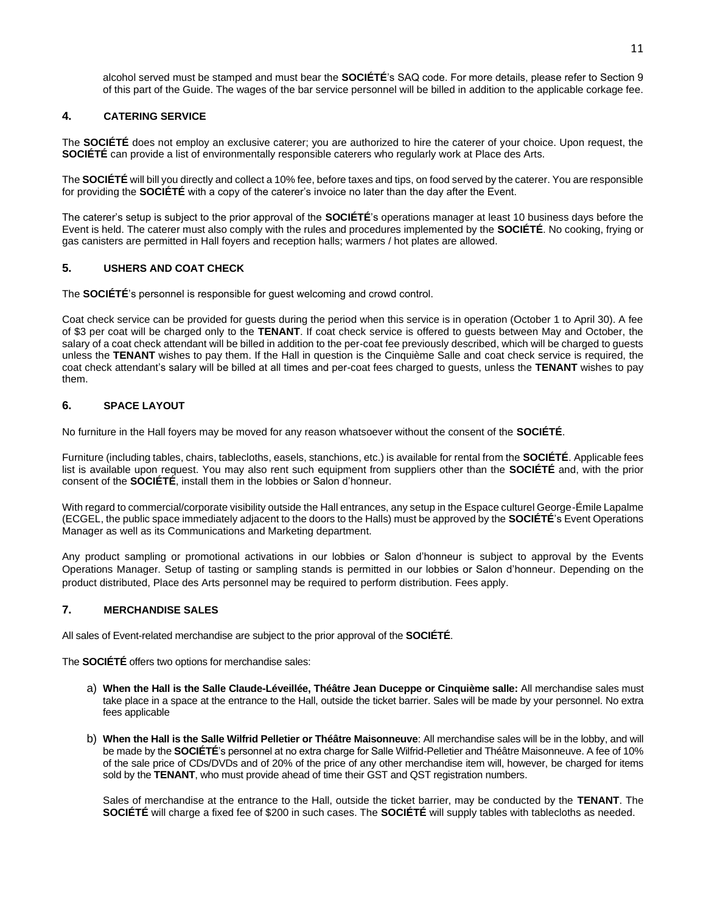alcohol served must be stamped and must bear the **SOCIÉTÉ**'s SAQ code. For more details, please refer to Section 9 of this part of the Guide. The wages of the bar service personnel will be billed in addition to the applicable corkage fee.

## 4. CATERING SERVICE

The **SOCIÉTÉ** does not employ an exclusive caterer; you are authorized to hire the caterer of your choice. Upon request, the **SOCIÉTÉ** can provide a list of environmentally responsible caterers who regularly work at Place des Arts.

The **SOCIÉTÉ** will bill you directly and collect a 10% fee, before taxes and tips, on food served by the caterer. You are responsible for providing the **SOCIÉTÉ** with a copy of the caterer's invoice no later than the day after the Event.

The caterer's setup is subject to the prior approval of the **SOCIÉTÉ**'s operations manager at least 10 business days before the Event is held. The caterer must also comply with the rules and procedures implemented by the **SOCIÉTÉ**. No cooking, frying or gas canisters are permitted in Hall foyers and reception halls; warmers / hot plates are allowed.

## 5. USHERS AND COAT CHECK

The **SOCIÉTÉ**'s personnel is responsible for guest welcoming and crowd control.

Coat check service can be provided for guests during the period when this service is in operation (October 1 to April 30). A fee of $3 per coat will be charged only to the **TENANT**. If coat check service is offered to guests between May and October, the salary of a coat check attendant will be billed in addition to the per-coat fee previously described, which will be charged to guests unless the **TENANT** wishes to pay them. If the Hall in question is the Cinquième Salle and coat check service is required, the coat check attendant's salary will be billed at all times and per-coat fees charged to guests, unless the **TENANT** wishes to pay them.

## 6. SPACE LAYOUT

No furniture in the Hall foyers may be moved for any reason whatsoever without the consent of the **SOCIÉTÉ**.

Furniture (including tables, chairs, tablecloths, easels, stanchions, etc.) is available for rental from the **SOCIÉTÉ**. Applicable fees list is available upon request. You may also rent such equipment from suppliers other than the **SOCIÉTÉ** and, with the prior consent of the **SOCIÉTÉ**, install them in the lobbies or Salon d'honneur.

With regard to commercial/corporate visibility outside the Hall entrances, any setup in the Espace culturel George-Émile Lapalme (ECGEL, the public space immediately adjacent to the doors to the Halls) must be approved by the **SOCIÉTÉ**'s Event Operations Manager as well as its Communications and Marketing department.

Any product sampling or promotional activations in our lobbies or Salon d'honneur is subject to approval by the Events Operations Manager. Setup of tasting or sampling stands is permitted in our lobbies or Salon d'honneur. Depending on the product distributed, Place des Arts personnel may be required to perform distribution. Fees apply.

## 7. MERCHANDISE SALES

All sales of Event-related merchandise are subject to the prior approval of the **SOCIÉTÉ**.

The **SOCIÉTÉ** offers two options for merchandise sales:

a) **When the Hall is the Salle Claude-Léveillée, Théâtre Jean Duceppe or Cinquième salle:** All merchandise sales must take place in a space at the entrance to the Hall, outside the ticket barrier. Sales will be made by your personnel. No extra fees applicable

b) **When the Hall is the Salle Wilfrid Pelletier or Théâtre Maisonneuve**: All merchandise sales will be in the lobby, and will be made by the **SOCIÉTÉ**'s personnel at no extra charge for Salle Wilfrid-Pelletier and Théâtre Maisonneuve. A fee of 10% of the sale price of CDs/DVDs and of 20% of the price of any other merchandise item will, however, be charged for items sold by the **TENANT**, who must provide ahead of time their GST and QST registration numbers.

   Sales of merchandise at the entrance to the Hall, outside the ticket barrier, may be conducted by the **TENANT**. The **SOCIÉTÉ** will charge a fixed fee of $200 in such cases. The **SOCIÉTÉ** will supply tables with tablecloths as needed.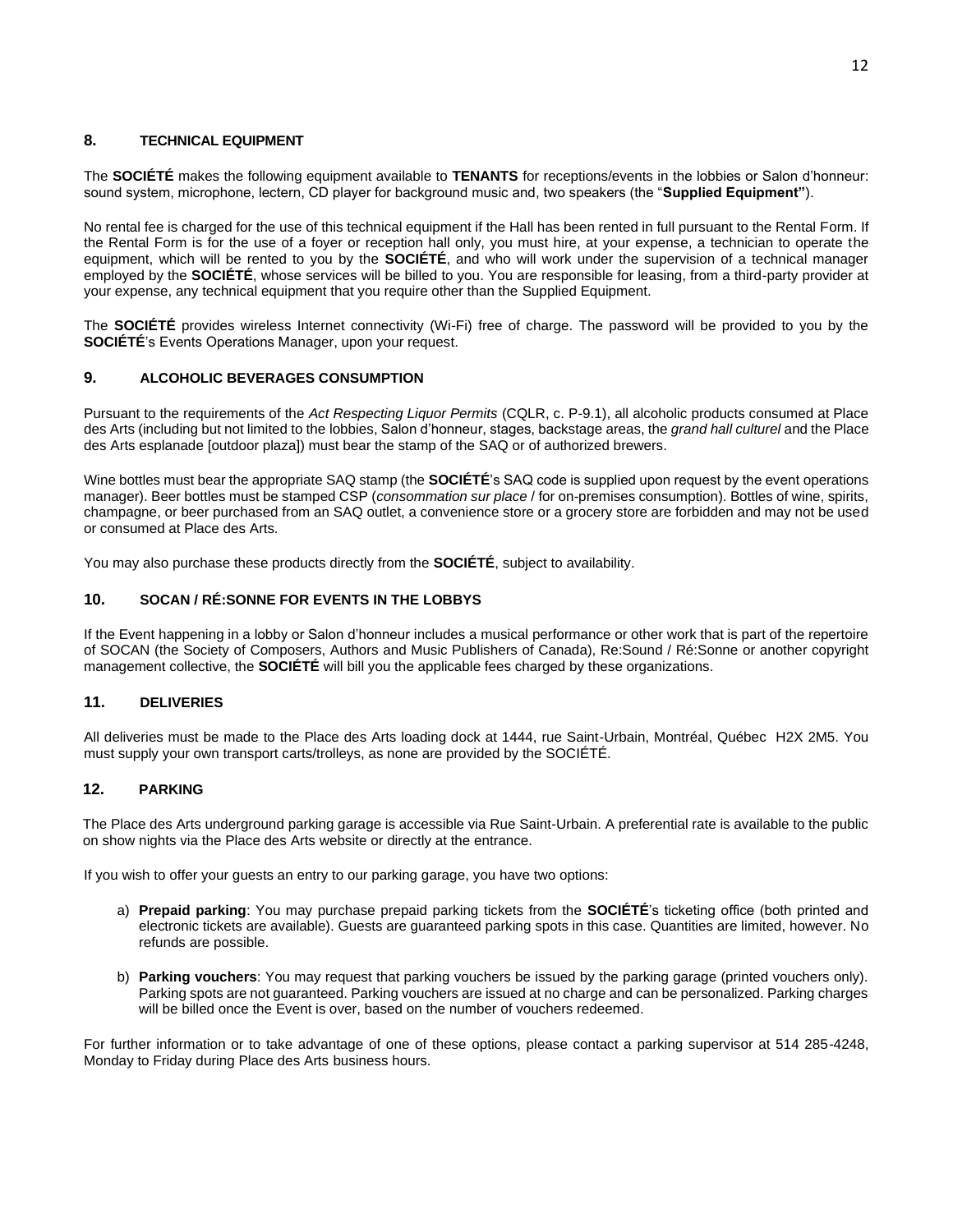## 8. TECHNICAL EQUIPMENT

The **SOCIÉTÉ** makes the following equipment available to **TENANTS** for receptions/events in the lobbies or Salon d'honneur: sound system, microphone, lectern, CD player for background music and, two speakers (the "**Supplied Equipment"**).

No rental fee is charged for the use of this technical equipment if the Hall has been rented in full pursuant to the Rental Form. If the Rental Form is for the use of a foyer or reception hall only, you must hire, at your expense, a technician to operate the equipment, which will be rented to you by the **SOCIÉTÉ**, and who will work under the supervision of a technical manager employed by the **SOCIÉTÉ**, whose services will be billed to you. You are responsible for leasing, from a third-party provider at your expense, any technical equipment that you require other than the Supplied Equipment.

The **SOCIÉTÉ** provides wireless Internet connectivity (Wi-Fi) free of charge. The password will be provided to you by the **SOCIÉTÉ**'s Events Operations Manager, upon your request.

## 9. ALCOHOLIC BEVERAGES CONSUMPTION

Pursuant to the requirements of the *Act Respecting Liquor Permits* (CQLR, c. P-9.1), all alcoholic products consumed at Place des Arts (including but not limited to the lobbies, Salon d'honneur, stages, backstage areas, the *grand hall culturel* and the Place des Arts esplanade [outdoor plaza]) must bear the stamp of the SAQ or of authorized brewers.

Wine bottles must bear the appropriate SAQ stamp (the **SOCIÉTÉ**'s SAQ code is supplied upon request by the event operations manager). Beer bottles must be stamped CSP (*consommation sur place* / for on-premises consumption). Bottles of wine, spirits, champagne, or beer purchased from an SAQ outlet, a convenience store or a grocery store are forbidden and may not be used or consumed at Place des Arts.

You may also purchase these products directly from the **SOCIÉTÉ**, subject to availability.

## 10. SOCAN / RÉ:SONNE FOR EVENTS IN THE LOBBYS

If the Event happening in a lobby or Salon d'honneur includes a musical performance or other work that is part of the repertoire of SOCAN (the Society of Composers, Authors and Music Publishers of Canada), Re:Sound / Ré:Sonne or another copyright management collective, the **SOCIÉTÉ** will bill you the applicable fees charged by these organizations.

## 11. DELIVERIES

All deliveries must be made to the Place des Arts loading dock at 1444, rue Saint-Urbain, Montréal, Québec H2X 2M5. You must supply your own transport carts/trolleys, as none are provided by the SOCIÉTÉ.

## 12. PARKING

The Place des Arts underground parking garage is accessible via Rue Saint-Urbain. A preferential rate is available to the public on show nights via the Place des Arts website or directly at the entrance.

If you wish to offer your guests an entry to our parking garage, you have two options:

a) **Prepaid parking**: You may purchase prepaid parking tickets from the **SOCIÉTÉ**'s ticketing office (both printed and electronic tickets are available). Guests are guaranteed parking spots in this case. Quantities are limited, however. No refunds are possible.

b) **Parking vouchers**: You may request that parking vouchers be issued by the parking garage (printed vouchers only). Parking spots are not guaranteed. Parking vouchers are issued at no charge and can be personalized. Parking charges will be billed once the Event is over, based on the number of vouchers redeemed.

For further information or to take advantage of one of these options, please contact a parking supervisor at 514 285-4248, Monday to Friday during Place des Arts business hours.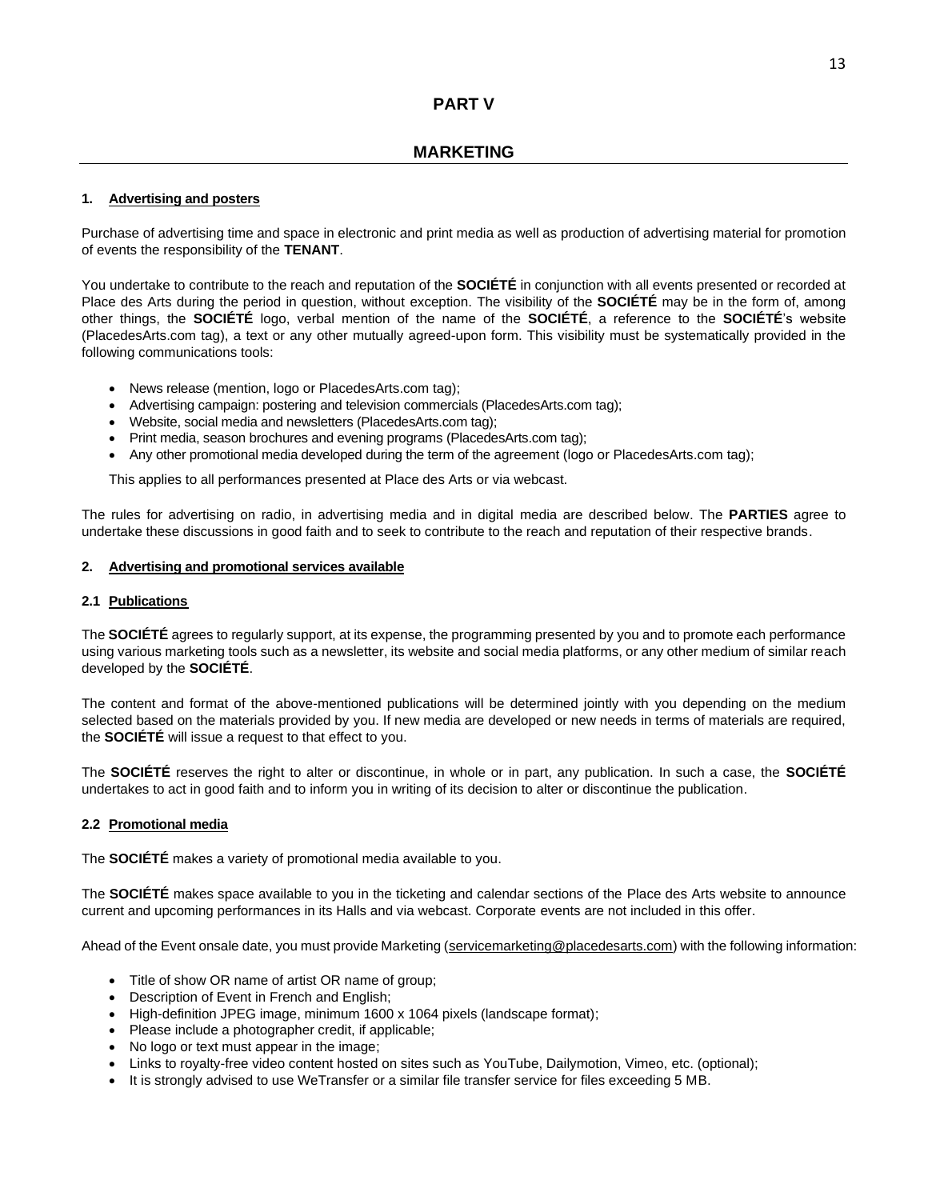# PART V

## MARKETING

### 1. Advertising and posters

Purchase of advertising time and space in electronic and print media as well as production of advertising material for promotion of events the responsibility of the **TENANT**.

You undertake to contribute to the reach and reputation of the **SOCIÉTÉ** in conjunction with all events presented or recorded at Place des Arts during the period in question, without exception. The visibility of the **SOCIÉTÉ** may be in the form of, among other things, the **SOCIÉTÉ** logo, verbal mention of the name of the **SOCIÉTÉ**, a reference to the **SOCIÉTÉ**'s website (PlacedesArts.com tag), a text or any other mutually agreed-upon form. This visibility must be systematically provided in the following communications tools:

- News release (mention, logo or PlacedesArts.com tag);
- Advertising campaign: postering and television commercials (PlacedesArts.com tag);
- Website, social media and newsletters (PlacedesArts.com tag);
- Print media, season brochures and evening programs (PlacedesArts.com tag);
- Any other promotional media developed during the term of the agreement (logo or PlacedesArts.com tag);

This applies to all performances presented at Place des Arts or via webcast.

The rules for advertising on radio, in advertising media and in digital media are described below. The **PARTIES** agree to undertake these discussions in good faith and to seek to contribute to the reach and reputation of their respective brands.

### 2. Advertising and promotional services available

#### 2.1 Publications

The **SOCIÉTÉ** agrees to regularly support, at its expense, the programming presented by you and to promote each performance using various marketing tools such as a newsletter, its website and social media platforms, or any other medium of similar reach developed by the **SOCIÉTÉ**.

The content and format of the above-mentioned publications will be determined jointly with you depending on the medium selected based on the materials provided by you. If new media are developed or new needs in terms of materials are required, the **SOCIÉTÉ** will issue a request to that effect to you.

The **SOCIÉTÉ** reserves the right to alter or discontinue, in whole or in part, any publication. In such a case, the **SOCIÉTÉ** undertakes to act in good faith and to inform you in writing of its decision to alter or discontinue the publication.

#### 2.2 Promotional media

The **SOCIÉTÉ** makes a variety of promotional media available to you.

The **SOCIÉTÉ** makes space available to you in the ticketing and calendar sections of the Place des Arts website to announce current and upcoming performances in its Halls and via webcast. Corporate events are not included in this offer.

Ahead of the Event onsale date, you must provide Marketing (servicemarketing@placedesarts.com) with the following information:

- Title of show OR name of artist OR name of group;
- Description of Event in French and English;
- High-definition JPEG image, minimum 1600 x 1064 pixels (landscape format);
- Please include a photographer credit, if applicable;
- No logo or text must appear in the image;
- Links to royalty-free video content hosted on sites such as YouTube, Dailymotion, Vimeo, etc. (optional);
- It is strongly advised to use WeTransfer or a similar file transfer service for files exceeding 5 MB.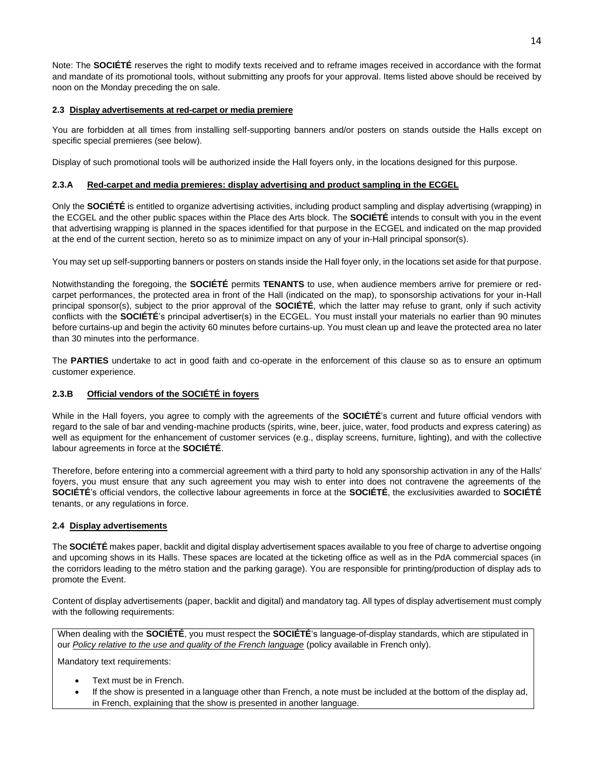Note: The **SOCIÉTÉ** reserves the right to modify texts received and to reframe images received in accordance with the format and mandate of its promotional tools, without submitting any proofs for your approval. Items listed above should be received by noon on the Monday preceding the on sale.

### 2.3 Display advertisements at red-carpet or media premiere

You are forbidden at all times from installing self-supporting banners and/or posters on stands outside the Halls except on specific special premieres (see below).

Display of such promotional tools will be authorized inside the Hall foyers only, in the locations designed for this purpose.

#### 2.3.A Red-carpet and media premieres: display advertising and product sampling in the ECGEL

Only the **SOCIÉTÉ** is entitled to organize advertising activities, including product sampling and display advertising (wrapping) in the ECGEL and the other public spaces within the Place des Arts block. The **SOCIÉTÉ** intends to consult with you in the event that advertising wrapping is planned in the spaces identified for that purpose in the ECGEL and indicated on the map provided at the end of the current section, hereto so as to minimize impact on any of your in-Hall principal sponsor(s).

You may set up self-supporting banners or posters on stands inside the Hall foyer only, in the locations set aside for that purpose.

Notwithstanding the foregoing, the **SOCIÉTÉ** permits **TENANTS** to use, when audience members arrive for premiere or red-carpet performances, the protected area in front of the Hall (indicated on the map), to sponsorship activations for your in-Hall principal sponsor(s), subject to the prior approval of the **SOCIÉTÉ**, which the latter may refuse to grant, only if such activity conflicts with the **SOCIÉTÉ**'s principal advertiser(s) in the ECGEL. You must install your materials no earlier than 90 minutes before curtains-up and begin the activity 60 minutes before curtains-up. You must clean up and leave the protected area no later than 30 minutes into the performance.

The **PARTIES** undertake to act in good faith and co-operate in the enforcement of this clause so as to ensure an optimum customer experience.

#### 2.3.B Official vendors of the SOCIÉTÉ in foyers

While in the Hall foyers, you agree to comply with the agreements of the **SOCIÉTÉ**'s current and future official vendors with regard to the sale of bar and vending-machine products (spirits, wine, beer, juice, water, food products and express catering) as well as equipment for the enhancement of customer services (e.g., display screens, furniture, lighting), and with the collective labour agreements in force at the **SOCIÉTÉ**.

Therefore, before entering into a commercial agreement with a third party to hold any sponsorship activation in any of the Halls' foyers, you must ensure that any such agreement you may wish to enter into does not contravene the agreements of the **SOCIÉTÉ**'s official vendors, the collective labour agreements in force at the **SOCIÉTÉ**, the exclusivities awarded to **SOCIÉTÉ** tenants, or any regulations in force.

### 2.4 Display advertisements

The **SOCIÉTÉ** makes paper, backlit and digital display advertisement spaces available to you free of charge to advertise ongoing and upcoming shows in its Halls. These spaces are located at the ticketing office as well as in the PdA commercial spaces (in the corridors leading to the métro station and the parking garage). You are responsible for printing/production of display ads to promote the Event.

Content of display advertisements (paper, backlit and digital) and mandatory tag. All types of display advertisement must comply with the following requirements:

When dealing with the **SOCIÉTÉ**, you must respect the **SOCIÉTÉ**'s language-of-display standards, which are stipulated in our *Policy relative to the use and quality of the French language* (policy available in French only).

Mandatory text requirements:

- Text must be in French.
- If the show is presented in a language other than French, a note must be included at the bottom of the display ad, in French, explaining that the show is presented in another language.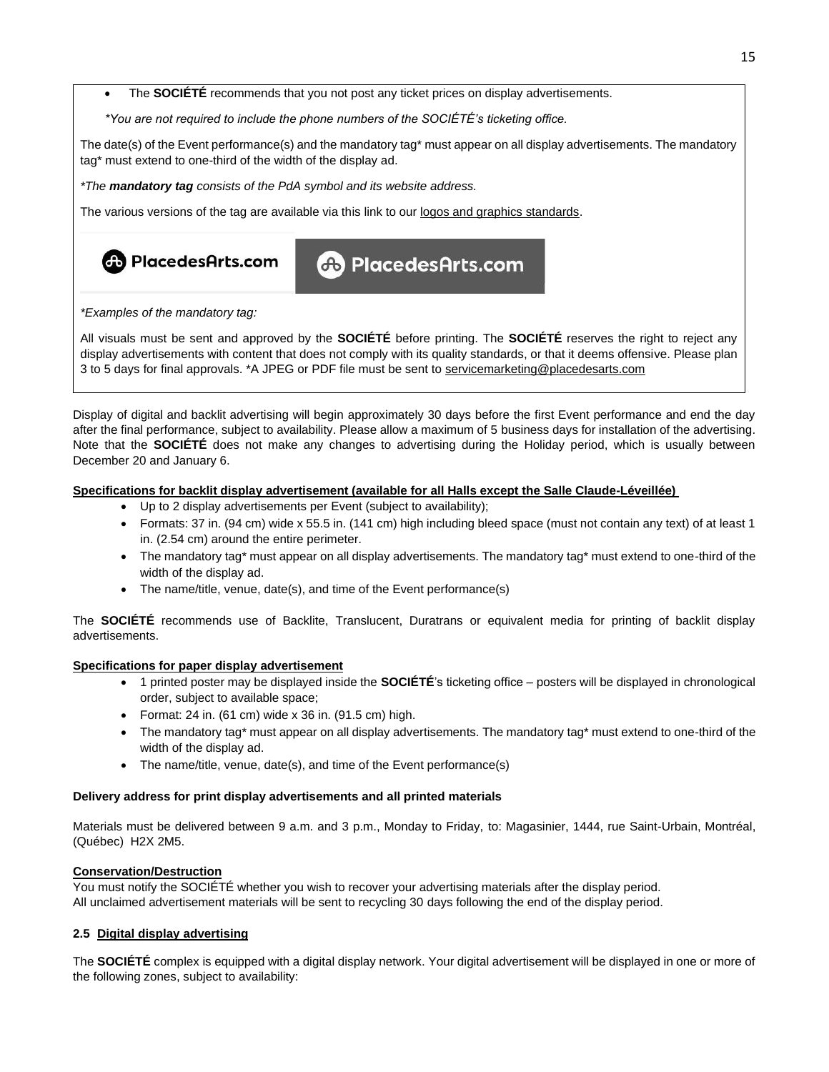- The **SOCIÉTÉ** recommends that you not post any ticket prices on display advertisements.

*\*You are not required to include the phone numbers of the SOCIÉTÉ's ticketing office.*

The date(s) of the Event performance(s) and the mandatory tag* must appear on all display advertisements. The mandatory tag* must extend to one-third of the width of the display ad.

*\*The **mandatory tag** consists of the PdA symbol and its website address.*

The various versions of the tag are available via this link to our logos and graphics standards.

PlacedesArts.com PlacedesArts.com

*\*Examples of the mandatory tag:*

All visuals must be sent and approved by the **SOCIÉTÉ** before printing. The **SOCIÉTÉ** reserves the right to reject any display advertisements with content that does not comply with its quality standards, or that it deems offensive. Please plan 3 to 5 days for final approvals. *A JPEG or PDF file must be sent to servicemarketing@placedesarts.com

Display of digital and backlit advertising will begin approximately 30 days before the first Event performance and end the day after the final performance, subject to availability. Please allow a maximum of 5 business days for installation of the advertising. Note that the **SOCIÉTÉ** does not make any changes to advertising during the Holiday period, which is usually between December 20 and January 6.

**Specifications for backlit display advertisement (available for all Halls except the Salle Claude-Léveillée)**

- Up to 2 display advertisements per Event (subject to availability);
- Formats: 37 in. (94 cm) wide x 55.5 in. (141 cm) high including bleed space (must not contain any text) of at least 1 in. (2.54 cm) around the entire perimeter.
- The mandatory tag* must appear on all display advertisements. The mandatory tag* must extend to one-third of the width of the display ad.
- The name/title, venue, date(s), and time of the Event performance(s)

The **SOCIÉTÉ** recommends use of Backlite, Translucent, Duratrans or equivalent media for printing of backlit display advertisements.

**Specifications for paper display advertisement**

- 1 printed poster may be displayed inside the **SOCIÉTÉ**'s ticketing office – posters will be displayed in chronological order, subject to available space;
- Format: 24 in. (61 cm) wide x 36 in. (91.5 cm) high.
- The mandatory tag* must appear on all display advertisements. The mandatory tag* must extend to one-third of the width of the display ad.
- The name/title, venue, date(s), and time of the Event performance(s)

**Delivery address for print display advertisements and all printed materials**

Materials must be delivered between 9 a.m. and 3 p.m., Monday to Friday, to: Magasinier, 1444, rue Saint-Urbain, Montréal, (Québec) H2X 2M5.

**Conservation/Destruction**

You must notify the SOCIÉTÉ whether you wish to recover your advertising materials after the display period.
All unclaimed advertisement materials will be sent to recycling 30 days following the end of the display period.

### 2.5 Digital display advertising

The **SOCIÉTÉ** complex is equipped with a digital display network. Your digital advertisement will be displayed in one or more of the following zones, subject to availability: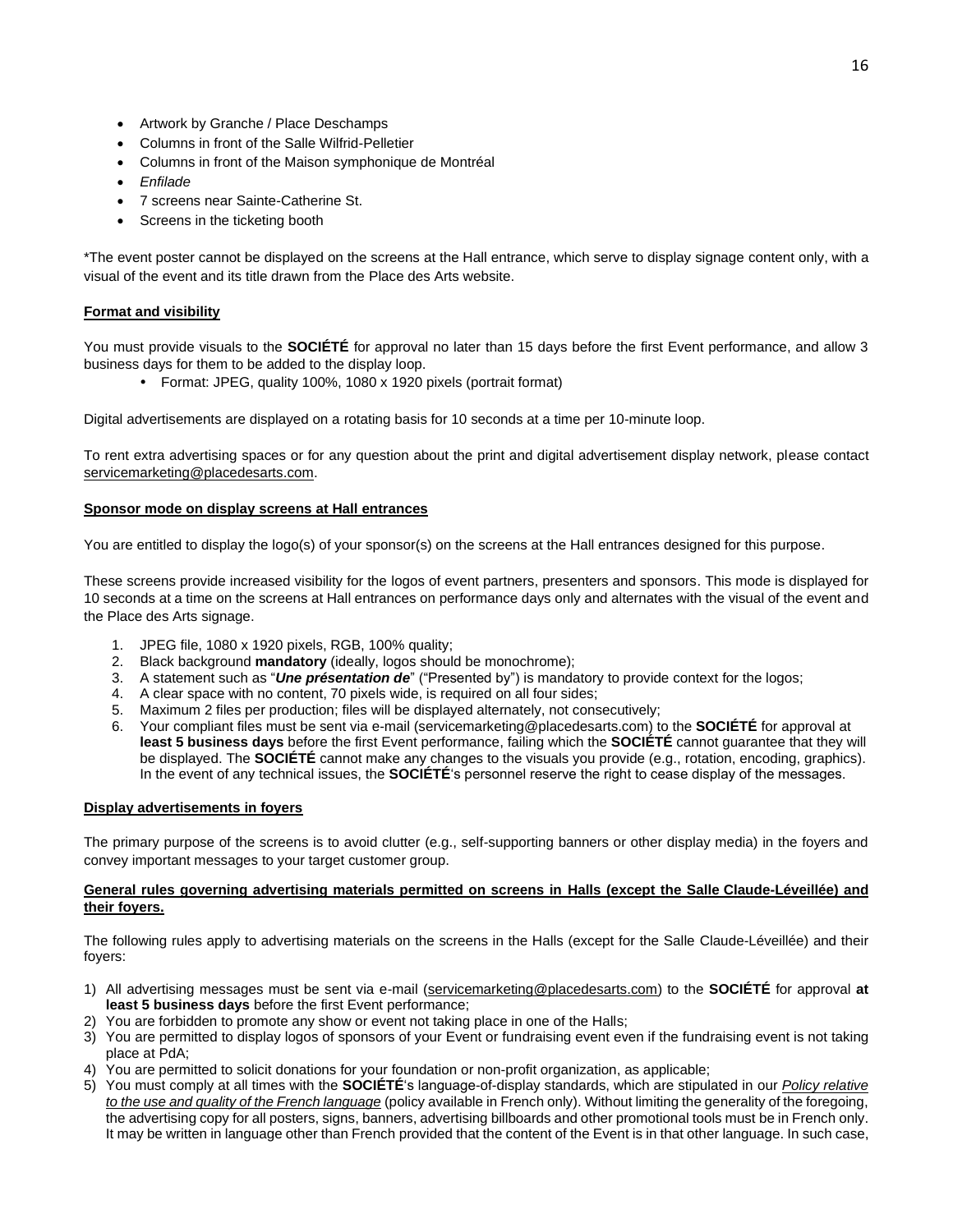- Artwork by Granche / Place Deschamps
- Columns in front of the Salle Wilfrid-Pelletier
- Columns in front of the Maison symphonique de Montréal
- *Enfilade*
- 7 screens near Sainte-Catherine St.
- Screens in the ticketing booth

*The event poster cannot be displayed on the screens at the Hall entrance, which serve to display signage content only, with a visual of the event and its title drawn from the Place des Arts website.

**Format and visibility**

You must provide visuals to the **SOCIÉTÉ** for approval no later than 15 days before the first Event performance, and allow 3 business days for them to be added to the display loop.

- Format: JPEG, quality 100%, 1080 x 1920 pixels (portrait format)

Digital advertisements are displayed on a rotating basis for 10 seconds at a time per 10-minute loop.

To rent extra advertising spaces or for any question about the print and digital advertisement display network, please contact servicemarketing@placedesarts.com.

**Sponsor mode on display screens at Hall entrances**

You are entitled to display the logo(s) of your sponsor(s) on the screens at the Hall entrances designed for this purpose.

These screens provide increased visibility for the logos of event partners, presenters and sponsors. This mode is displayed for 10 seconds at a time on the screens at Hall entrances on performance days only and alternates with the visual of the event and the Place des Arts signage.

1. JPEG file, 1080 x 1920 pixels, RGB, 100% quality;
2. Black background **mandatory** (ideally, logos should be monochrome);
3. A statement such as "***Une présentation de***" ("Presented by") is mandatory to provide context for the logos;
4. A clear space with no content, 70 pixels wide, is required on all four sides;
5. Maximum 2 files per production; files will be displayed alternately, not consecutively;
6. Your compliant files must be sent via e-mail (servicemarketing@placedesarts.com) to the **SOCIÉTÉ** for approval at **least 5 business days** before the first Event performance, failing which the **SOCIÉTÉ** cannot guarantee that they will be displayed. The **SOCIÉTÉ** cannot make any changes to the visuals you provide (e.g., rotation, encoding, graphics). In the event of any technical issues, the **SOCIÉTÉ**'s personnel reserve the right to cease display of the messages.

**Display advertisements in foyers**

The primary purpose of the screens is to avoid clutter (e.g., self-supporting banners or other display media) in the foyers and convey important messages to your target customer group.

**General rules governing advertising materials permitted on screens in Halls (except the Salle Claude-Léveillée) and their foyers.**

The following rules apply to advertising materials on the screens in the Halls (except for the Salle Claude-Léveillée) and their foyers:

1) All advertising messages must be sent via e-mail (servicemarketing@placedesarts.com) to the **SOCIÉTÉ** for approval **at least 5 business days** before the first Event performance;
2) You are forbidden to promote any show or event not taking place in one of the Halls;
3) You are permitted to display logos of sponsors of your Event or fundraising event even if the fundraising event is not taking place at PdA;
4) You are permitted to solicit donations for your foundation or non-profit organization, as applicable;
5) You must comply at all times with the **SOCIÉTÉ**'s language-of-display standards, which are stipulated in our *Policy relative to the use and quality of the French language* (policy available in French only). Without limiting the generality of the foregoing, the advertising copy for all posters, signs, banners, advertising billboards and other promotional tools must be in French only. It may be written in language other than French provided that the content of the Event is in that other language. In such case,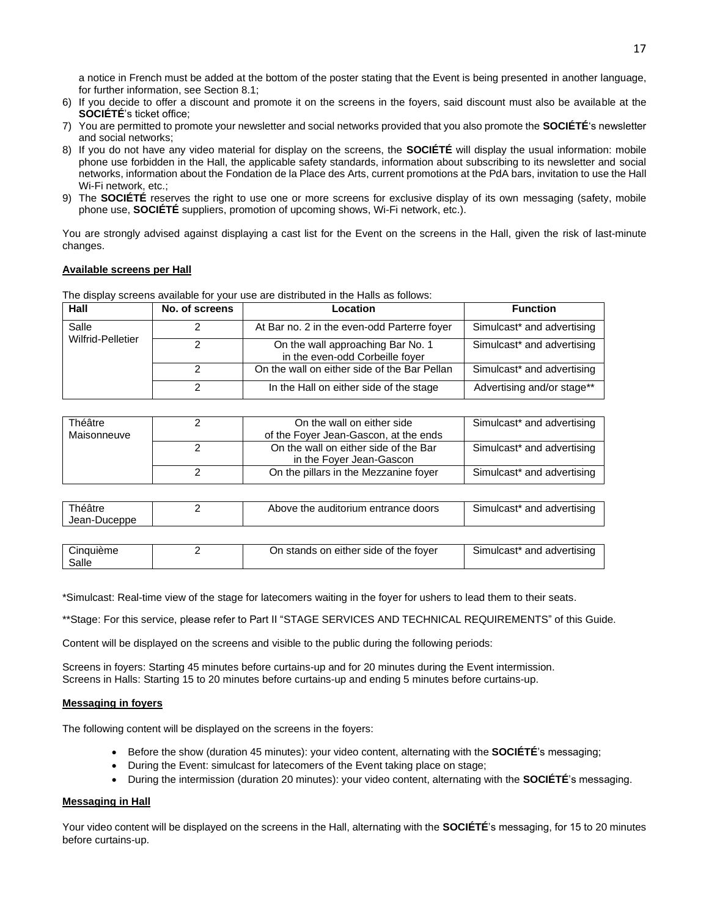a notice in French must be added at the bottom of the poster stating that the Event is being presented in another language, for further information, see Section 8.1;

6) If you decide to offer a discount and promote it on the screens in the foyers, said discount must also be available at the **SOCIÉTÉ**'s ticket office;
7) You are permitted to promote your newsletter and social networks provided that you also promote the **SOCIÉTÉ**'s newsletter and social networks;
8) If you do not have any video material for display on the screens, the **SOCIÉTÉ** will display the usual information: mobile phone use forbidden in the Hall, the applicable safety standards, information about subscribing to its newsletter and social networks, information about the Fondation de la Place des Arts, current promotions at the PdA bars, invitation to use the Hall Wi-Fi network, etc.;
9) The **SOCIÉTÉ** reserves the right to use one or more screens for exclusive display of its own messaging (safety, mobile phone use, **SOCIÉTÉ** suppliers, promotion of upcoming shows, Wi-Fi network, etc.).

You are strongly advised against displaying a cast list for the Event on the screens in the Hall, given the risk of last-minute changes.

**Available screens per Hall**

The display screens available for your use are distributed in the Halls as follows:

| Hall | No. of screens | Location | Function |
|---|---|---|---|
| Salle Wilfrid-Pelletier | 2 | At Bar no. 2 in the even-odd Parterre foyer | Simulcast* and advertising |
| | 2 | On the wall approaching Bar No. 1 in the even-odd Corbeille foyer | Simulcast* and advertising |
| | 2 | On the wall on either side of the Bar Pellan | Simulcast* and advertising |
| | 2 | In the Hall on either side of the stage | Advertising and/or stage** |
| Théâtre Maisonneuve | 2 | On the wall on either side of the Foyer Jean-Gascon, at the ends | Simulcast* and advertising |
| | 2 | On the wall on either side of the Bar in the Foyer Jean-Gascon | Simulcast* and advertising |
| | 2 | On the pillars in the Mezzanine foyer | Simulcast* and advertising |
| Théâtre Jean-Duceppe | 2 | Above the auditorium entrance doors | Simulcast* and advertising |
| Cinquième Salle | 2 | On stands on either side of the foyer | Simulcast* and advertising |

*Simulcast: Real-time view of the stage for latecomers waiting in the foyer for ushers to lead them to their seats.

**Stage: For this service, please refer to Part II "STAGE SERVICES AND TECHNICAL REQUIREMENTS" of this Guide.

Content will be displayed on the screens and visible to the public during the following periods:

Screens in foyers: Starting 45 minutes before curtains-up and for 20 minutes during the Event intermission.
Screens in Halls: Starting 15 to 20 minutes before curtains-up and ending 5 minutes before curtains-up.

**Messaging in foyers**

The following content will be displayed on the screens in the foyers:

- Before the show (duration 45 minutes): your video content, alternating with the **SOCIÉTÉ**'s messaging;
- During the Event: simulcast for latecomers of the Event taking place on stage;
- During the intermission (duration 20 minutes): your video content, alternating with the **SOCIÉTÉ**'s messaging.

**Messaging in Hall**

Your video content will be displayed on the screens in the Hall, alternating with the **SOCIÉTÉ**'s messaging, for 15 to 20 minutes before curtains-up.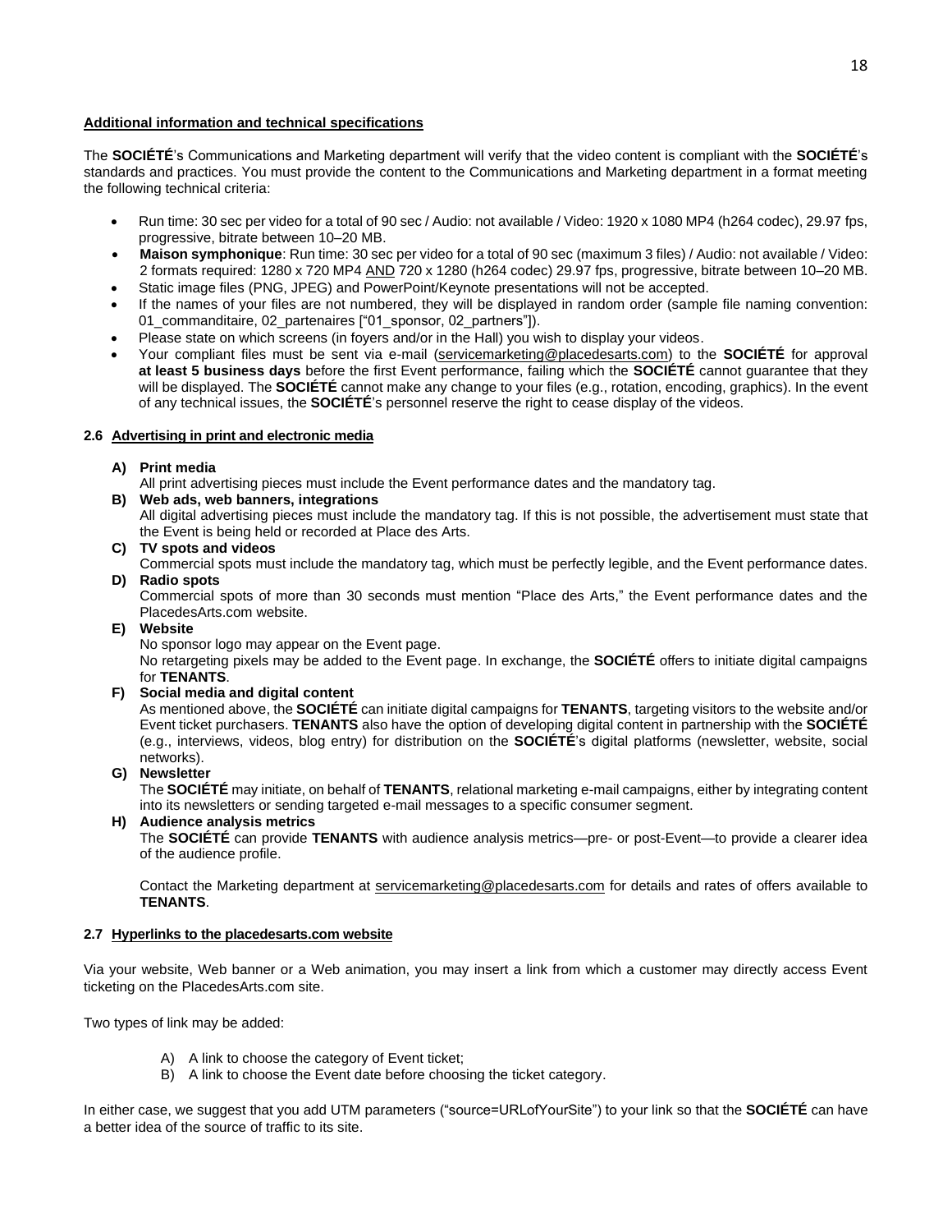**Additional information and technical specifications**

The **SOCIÉTÉ**'s Communications and Marketing department will verify that the video content is compliant with the **SOCIÉTÉ**'s standards and practices. You must provide the content to the Communications and Marketing department in a format meeting the following technical criteria:

- Run time: 30 sec per video for a total of 90 sec / Audio: not available / Video: 1920 x 1080 MP4 (h264 codec), 29.97 fps, progressive, bitrate between 10–20 MB.
- **Maison symphonique**: Run time: 30 sec per video for a total of 90 sec (maximum 3 files) / Audio: not available / Video: 2 formats required: 1280 x 720 MP4 AND 720 x 1280 (h264 codec) 29.97 fps, progressive, bitrate between 10–20 MB.
- Static image files (PNG, JPEG) and PowerPoint/Keynote presentations will not be accepted.
- If the names of your files are not numbered, they will be displayed in random order (sample file naming convention: 01_commanditaire, 02_partenaires ["01_sponsor, 02_partners"]).
- Please state on which screens (in foyers and/or in the Hall) you wish to display your videos.
- Your compliant files must be sent via e-mail (servicemarketing@placedesarts.com) to the **SOCIÉTÉ** for approval **at least 5 business days** before the first Event performance, failing which the **SOCIÉTÉ** cannot guarantee that they will be displayed. The **SOCIÉTÉ** cannot make any change to your files (e.g., rotation, encoding, graphics). In the event of any technical issues, the **SOCIÉTÉ**'s personnel reserve the right to cease display of the videos.

### 2.6 Advertising in print and electronic media

**A) Print media**
All print advertising pieces must include the Event performance dates and the mandatory tag.

**B) Web ads, web banners, integrations**
All digital advertising pieces must include the mandatory tag. If this is not possible, the advertisement must state that the Event is being held or recorded at Place des Arts.

**C) TV spots and videos**
Commercial spots must include the mandatory tag, which must be perfectly legible, and the Event performance dates.

**D) Radio spots**
Commercial spots of more than 30 seconds must mention "Place des Arts," the Event performance dates and the PlacedesArts.com website.

**E) Website**
No sponsor logo may appear on the Event page.
No retargeting pixels may be added to the Event page. In exchange, the **SOCIÉTÉ** offers to initiate digital campaigns for **TENANTS**.

**F) Social media and digital content**
As mentioned above, the **SOCIÉTÉ** can initiate digital campaigns for **TENANTS**, targeting visitors to the website and/or Event ticket purchasers. **TENANTS** also have the option of developing digital content in partnership with the **SOCIÉTÉ** (e.g., interviews, videos, blog entry) for distribution on the **SOCIÉTÉ**'s digital platforms (newsletter, website, social networks).

**G) Newsletter**
The **SOCIÉTÉ** may initiate, on behalf of **TENANTS**, relational marketing e-mail campaigns, either by integrating content into its newsletters or sending targeted e-mail messages to a specific consumer segment.

**H) Audience analysis metrics**
The **SOCIÉTÉ** can provide **TENANTS** with audience analysis metrics—pre- or post-Event—to provide a clearer idea of the audience profile.

Contact the Marketing department at servicemarketing@placedesarts.com for details and rates of offers available to **TENANTS**.

### 2.7 Hyperlinks to the placedesarts.com website

Via your website, Web banner or a Web animation, you may insert a link from which a customer may directly access Event ticketing on the PlacedesArts.com site.

Two types of link may be added:

A) A link to choose the category of Event ticket;
B) A link to choose the Event date before choosing the ticket category.

In either case, we suggest that you add UTM parameters ("source=URLofYourSite") to your link so that the **SOCIÉTÉ** can have a better idea of the source of traffic to its site.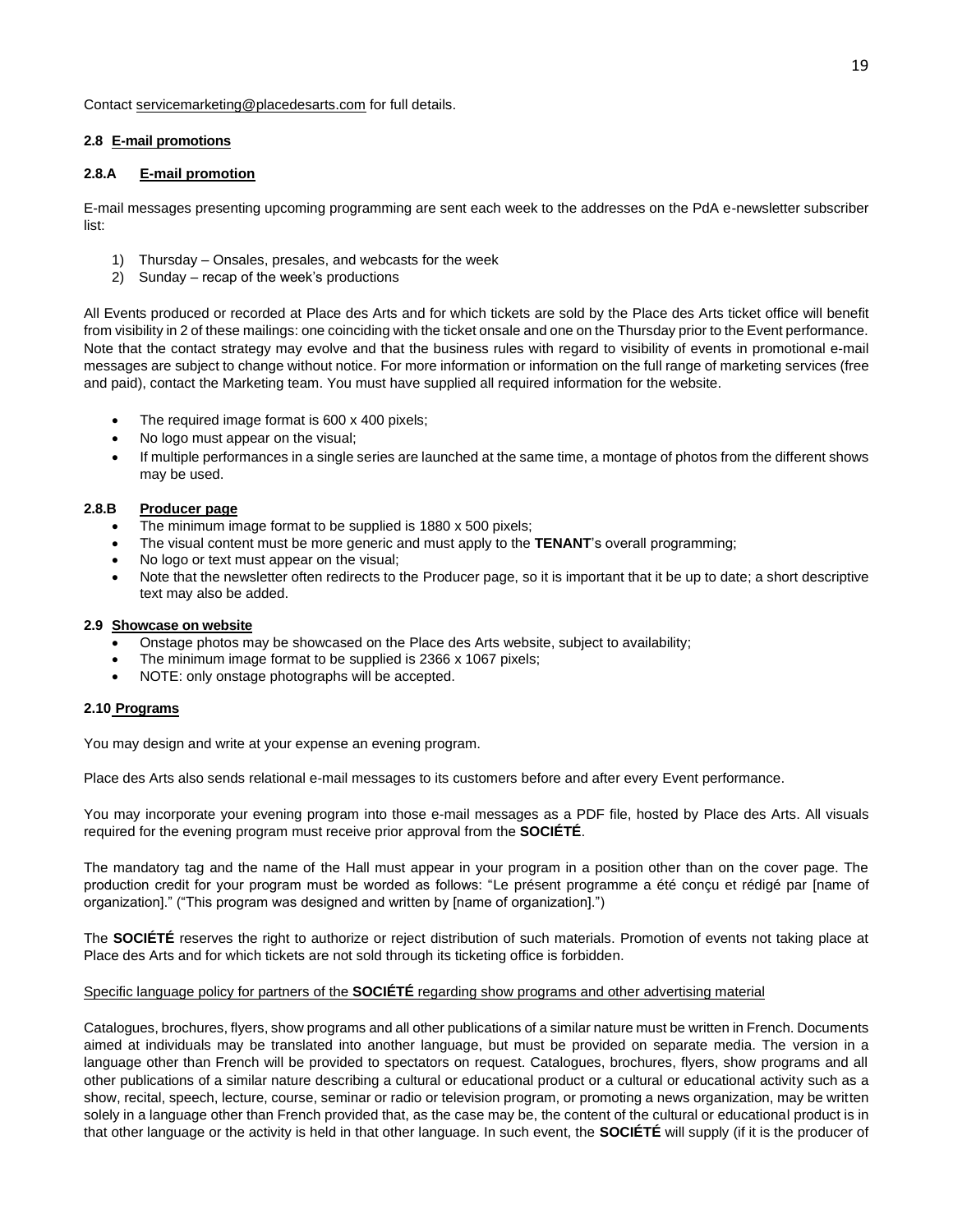Contact servicemarketing@placedesarts.com for full details.

### 2.8 E-mail promotions

#### 2.8.A E-mail promotion

E-mail messages presenting upcoming programming are sent each week to the addresses on the PdA e-newsletter subscriber list:

1) Thursday – Onsales, presales, and webcasts for the week
2) Sunday – recap of the week's productions

All Events produced or recorded at Place des Arts and for which tickets are sold by the Place des Arts ticket office will benefit from visibility in 2 of these mailings: one coinciding with the ticket onsale and one on the Thursday prior to the Event performance. Note that the contact strategy may evolve and that the business rules with regard to visibility of events in promotional e-mail messages are subject to change without notice. For more information or information on the full range of marketing services (free and paid), contact the Marketing team. You must have supplied all required information for the website.

- The required image format is 600 x 400 pixels;
- No logo must appear on the visual;
- If multiple performances in a single series are launched at the same time, a montage of photos from the different shows may be used.

#### 2.8.B Producer page

- The minimum image format to be supplied is 1880 x 500 pixels;
- The visual content must be more generic and must apply to the **TENANT**'s overall programming;
- No logo or text must appear on the visual;
- Note that the newsletter often redirects to the Producer page, so it is important that it be up to date; a short descriptive text may also be added.

### 2.9 Showcase on website

- Onstage photos may be showcased on the Place des Arts website, subject to availability;
- The minimum image format to be supplied is 2366 x 1067 pixels;
- NOTE: only onstage photographs will be accepted.

### 2.10 Programs

You may design and write at your expense an evening program.

Place des Arts also sends relational e-mail messages to its customers before and after every Event performance.

You may incorporate your evening program into those e-mail messages as a PDF file, hosted by Place des Arts. All visuals required for the evening program must receive prior approval from the **SOCIÉTÉ**.

The mandatory tag and the name of the Hall must appear in your program in a position other than on the cover page. The production credit for your program must be worded as follows: "Le présent programme a été conçu et rédigé par [name of organization]." ("This program was designed and written by [name of organization].")

The **SOCIÉTÉ** reserves the right to authorize or reject distribution of such materials. Promotion of events not taking place at Place des Arts and for which tickets are not sold through its ticketing office is forbidden.

Specific language policy for partners of the **SOCIÉTÉ** regarding show programs and other advertising material

Catalogues, brochures, flyers, show programs and all other publications of a similar nature must be written in French. Documents aimed at individuals may be translated into another language, but must be provided on separate media. The version in a language other than French will be provided to spectators on request. Catalogues, brochures, flyers, show programs and all other publications of a similar nature describing a cultural or educational product or a cultural or educational activity such as a show, recital, speech, lecture, course, seminar or radio or television program, or promoting a news organization, may be written solely in a language other than French provided that, as the case may be, the content of the cultural or educational product is in that other language or the activity is held in that other language. In such event, the **SOCIÉTÉ** will supply (if it is the producer of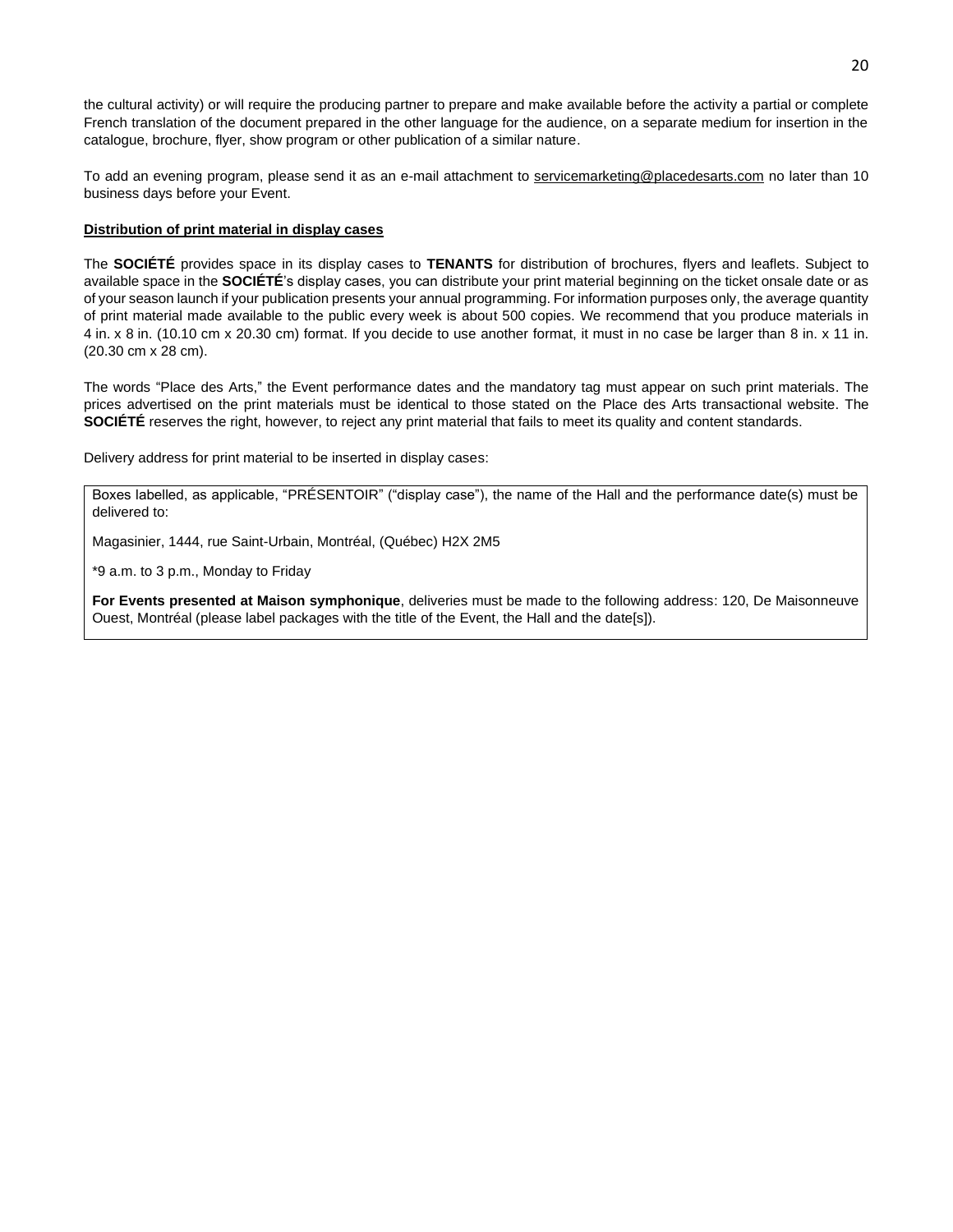the cultural activity) or will require the producing partner to prepare and make available before the activity a partial or complete French translation of the document prepared in the other language for the audience, on a separate medium for insertion in the catalogue, brochure, flyer, show program or other publication of a similar nature.

To add an evening program, please send it as an e-mail attachment to servicemarketing@placedesarts.com no later than 10 business days before your Event.

**Distribution of print material in display cases**

The **SOCIÉTÉ** provides space in its display cases to **TENANTS** for distribution of brochures, flyers and leaflets. Subject to available space in the **SOCIÉTÉ**'s display cases, you can distribute your print material beginning on the ticket onsale date or as of your season launch if your publication presents your annual programming. For information purposes only, the average quantity of print material made available to the public every week is about 500 copies. We recommend that you produce materials in 4 in. x 8 in. (10.10 cm x 20.30 cm) format. If you decide to use another format, it must in no case be larger than 8 in. x 11 in. (20.30 cm x 28 cm).

The words “Place des Arts,” the Event performance dates and the mandatory tag must appear on such print materials. The prices advertised on the print materials must be identical to those stated on the Place des Arts transactional website. The **SOCIÉTÉ** reserves the right, however, to reject any print material that fails to meet its quality and content standards.

Delivery address for print material to be inserted in display cases:

Boxes labelled, as applicable, “PRÉSENTOIR” (“display case”), the name of the Hall and the performance date(s) must be delivered to:

Magasinier, 1444, rue Saint-Urbain, Montréal, (Québec) H2X 2M5

*9 a.m. to 3 p.m., Monday to Friday

**For Events presented at Maison symphonique**, deliveries must be made to the following address: 120, De Maisonneuve Ouest, Montréal (please label packages with the title of the Event, the Hall and the date[s]).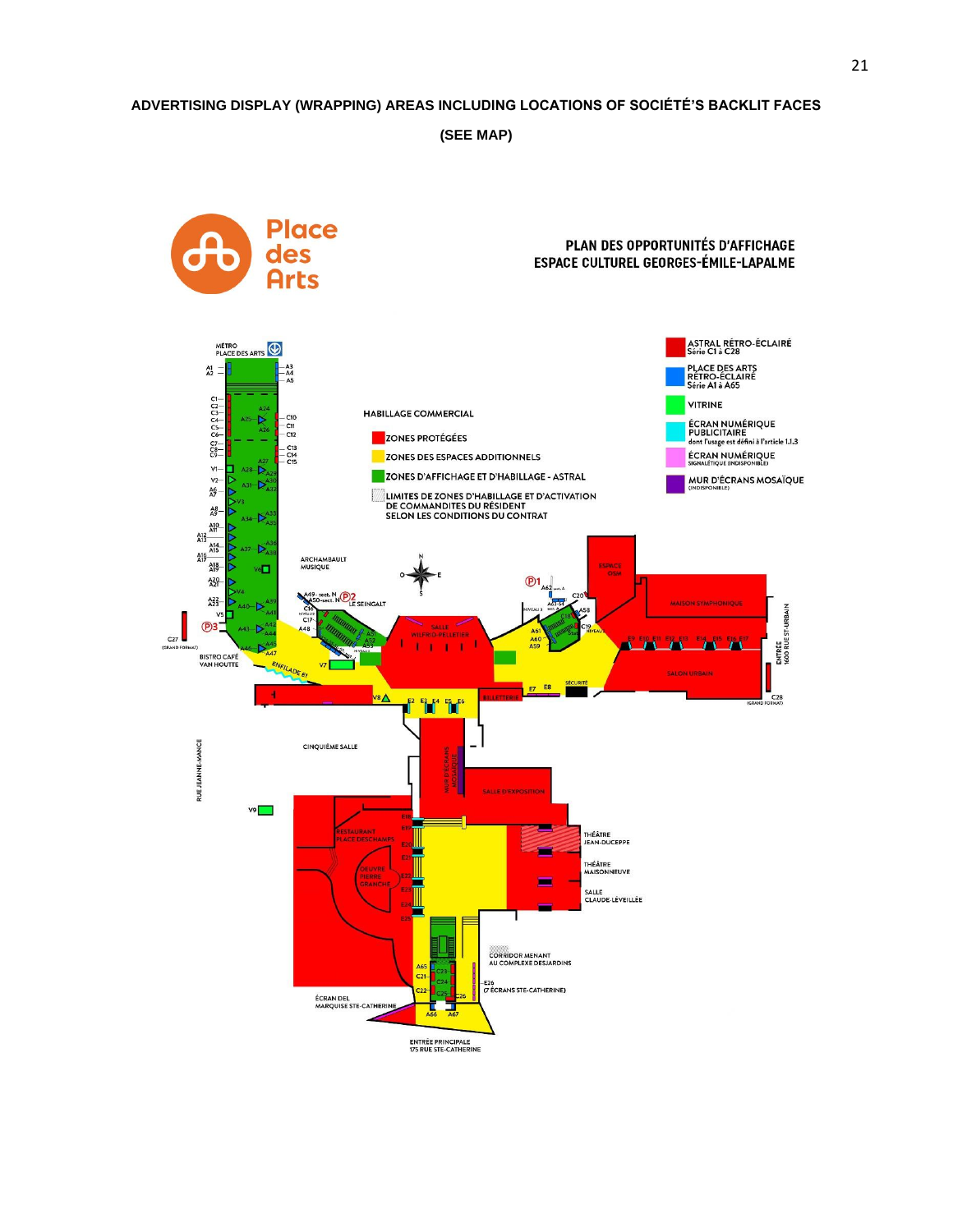**ADVERTISING DISPLAY (WRAPPING) AREAS INCLUDING LOCATIONS OF SOCIÉTÉ'S BACKLIT FACES**

**(SEE MAP)**

Place des Arts

PLAN DES OPPORTUNITÉS D'AFFICHAGE
ESPACE CULTUREL GEORGES-ÉMILE-LAPALME

ASTRAL RÉTRO-ÉCLAIRÉ
Série C1 à C28

PLACE DES ARTS RÉTRO-ÉCLAIRÉ
Série A1 à A65

VITRINE

ÉCRAN NUMÉRIQUE PUBLICITAIRE
dont l'usage est défini à l'article 1.1.3

ÉCRAN NUMÉRIQUE SIGNALÉTIQUE (INDISPONIBLE)

MUR D'ÉCRANS MOSAÏQUE (INDISPONIBLE)

HABILLAGE COMMERCIAL

ZONES PROTÉGÉES

ZONES DES ESPACES ADDITIONNELS

ZONES D'AFFICHAGE ET D'HABILLAGE - ASTRAL

LIMITES DE ZONES D'HABILLAGE ET D'ACTIVATION DE COMMANDITES DU RÉSIDENT SELON LES CONDITIONS DU CONTRAT

MÉTRO PLACE DES ARTS

ARCHAMBAULT MUSIQUE

LE SEINGALT

SALLE WILFRID-PELLETIER

ESPACE OSM

MAISON SYMPHONIQUE

SALON URBAIN

ENTRÉE 1600 RUE ST-URBAIN

BISTRO CAFÉ VAN HOUTTE

ENFILADE EST

BILLETTERIE

SÉCURITÉ

CINQUIÈME SALLE

MUR D'ÉCRANS MOSAÏQUE

SALLE D'EXPOSITION

RUE JEANNE-MANCE

RESTAURANT PLACE DESCHAMPS

ŒUVRE PIERRE GRANCHE

THÉÂTRE JEAN-DUCEPPE

THÉÂTRE MAISONNEUVE

SALLE CLAUDE-LÉVEILLÉE

CORRIDOR MENANT AU COMPLEXE DESJARDINS

E26 (7 ÉCRANS STE-CATHERINE)

ÉCRAN DEL MARQUISE STE-CATHERINE

ENTRÉE PRINCIPALE 175 RUE STE-CATHERINE

C27 (GRAND FORMAT)

C28 (GRAND FORMAT)